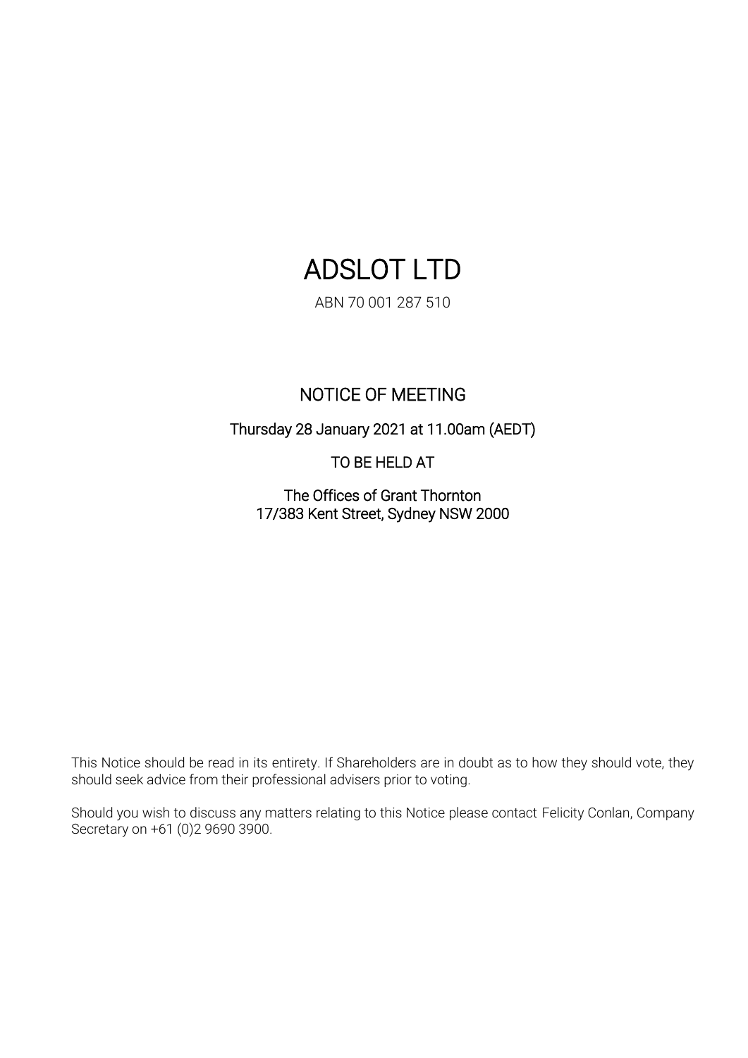# ADSLOT LTD

ABN 70 001 287 510

## NOTICE OF MEETING

Thursday 28 January 2021 at 11.00am (AEDT)

TO BE HELD AT

The Offices of Grant Thornton
17/383 Kent Street, Sydney NSW 2000

This Notice should be read in its entirety. If Shareholders are in doubt as to how they should vote, they should seek advice from their professional advisers prior to voting.

Should you wish to discuss any matters relating to this Notice please contact Felicity Conlan, Company Secretary on +61 (0)2 9690 3900.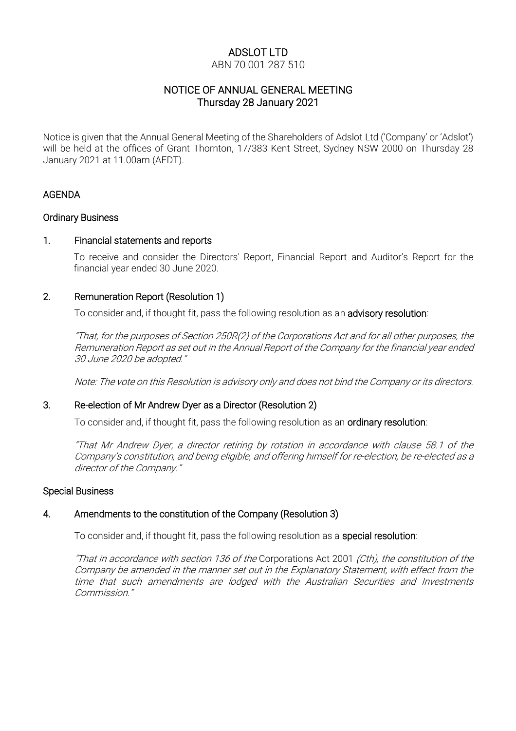# ADSLOT LTD

ABN 70 001 287 510

## NOTICE OF ANNUAL GENERAL MEETING
## Thursday 28 January 2021

Notice is given that the Annual General Meeting of the Shareholders of Adslot Ltd ('Company' or 'Adslot') will be held at the offices of Grant Thornton, 17/383 Kent Street, Sydney NSW 2000 on Thursday 28 January 2021 at 11.00am (AEDT).

## AGENDA

### Ordinary Business

### 1. Financial statements and reports

To receive and consider the Directors' Report, Financial Report and Auditor's Report for the financial year ended 30 June 2020.

### 2. Remuneration Report (Resolution 1)

To consider and, if thought fit, pass the following resolution as an **advisory resolution**:

*"That, for the purposes of Section 250R(2) of the Corporations Act and for all other purposes, the Remuneration Report as set out in the Annual Report of the Company for the financial year ended 30 June 2020 be adopted."*

*Note: The vote on this Resolution is advisory only and does not bind the Company or its directors.*

### 3. Re-election of Mr Andrew Dyer as a Director (Resolution 2)

To consider and, if thought fit, pass the following resolution as an **ordinary resolution**:

*"That Mr Andrew Dyer, a director retiring by rotation in accordance with clause 58.1 of the Company's constitution, and being eligible, and offering himself for re-election, be re-elected as a director of the Company."*

### Special Business

### 4. Amendments to the constitution of the Company (Resolution 3)

To consider and, if thought fit, pass the following resolution as a **special resolution**:

*"That in accordance with section 136 of the* Corporations Act 2001 *(Cth), the constitution of the Company be amended in the manner set out in the Explanatory Statement, with effect from the time that such amendments are lodged with the Australian Securities and Investments Commission."*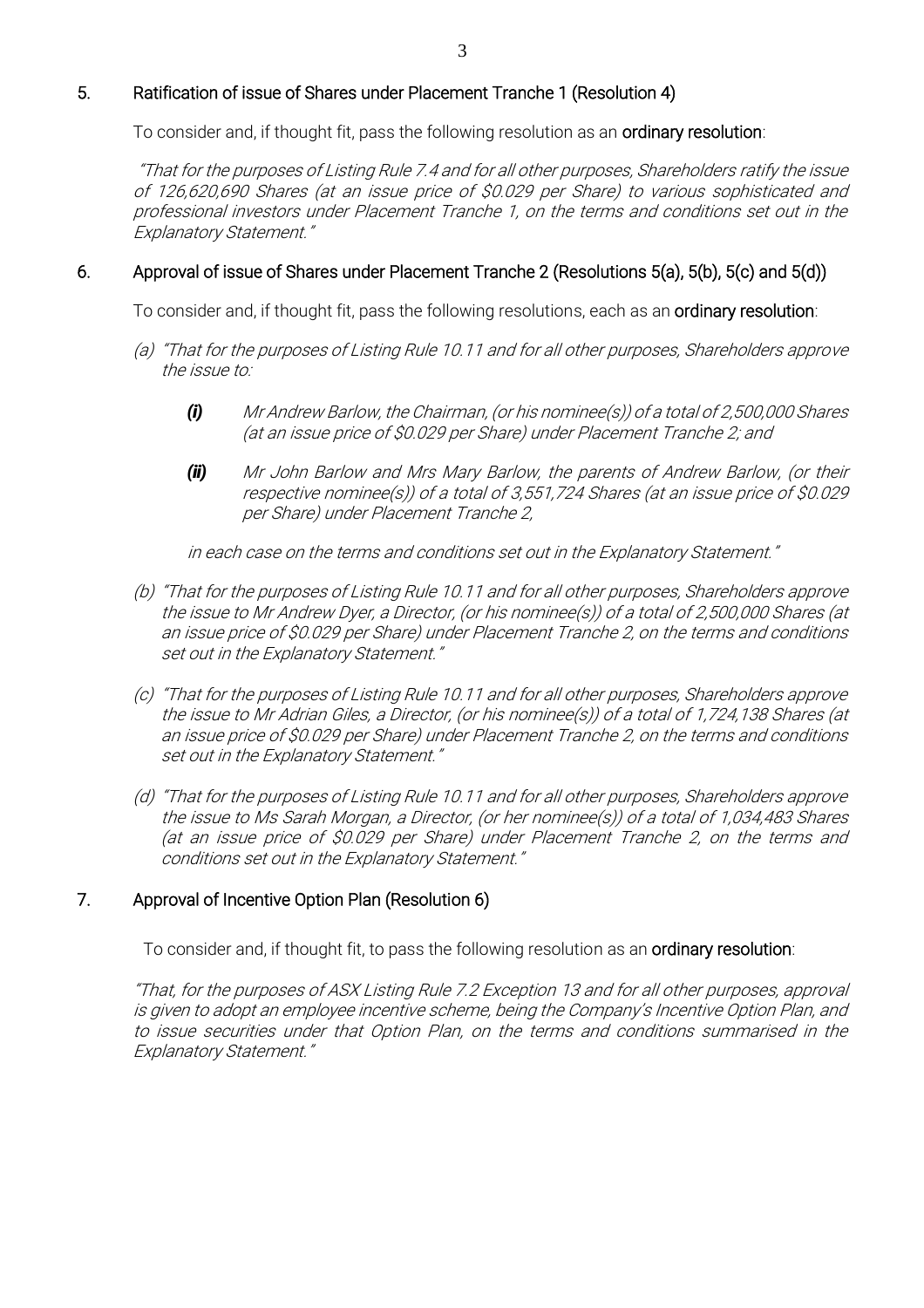## 5. Ratification of issue of Shares under Placement Tranche 1 (Resolution 4)

To consider and, if thought fit, pass the following resolution as an **ordinary resolution**:

*"That for the purposes of Listing Rule 7.4 and for all other purposes, Shareholders ratify the issue of 126,620,690 Shares (at an issue price of $0.029 per Share) to various sophisticated and professional investors under Placement Tranche 1, on the terms and conditions set out in the Explanatory Statement."*

## 6. Approval of issue of Shares under Placement Tranche 2 (Resolutions 5(a), 5(b), 5(c) and 5(d))

To consider and, if thought fit, pass the following resolutions, each as an **ordinary resolution**:

(a) *"That for the purposes of Listing Rule 10.11 and for all other purposes, Shareholders approve the issue to:*

  ***(i)*** *Mr Andrew Barlow, the Chairman, (or his nominee(s)) of a total of 2,500,000 Shares (at an issue price of $0.029 per Share) under Placement Tranche 2; and*

  ***(ii)*** *Mr John Barlow and Mrs Mary Barlow, the parents of Andrew Barlow, (or their respective nominee(s)) of a total of 3,551,724 Shares (at an issue price of $0.029 per Share) under Placement Tranche 2,*

  *in each case on the terms and conditions set out in the Explanatory Statement."*

(b) *"That for the purposes of Listing Rule 10.11 and for all other purposes, Shareholders approve the issue to Mr Andrew Dyer, a Director, (or his nominee(s)) of a total of 2,500,000 Shares (at an issue price of $0.029 per Share) under Placement Tranche 2, on the terms and conditions set out in the Explanatory Statement."*

(c) *"That for the purposes of Listing Rule 10.11 and for all other purposes, Shareholders approve the issue to Mr Adrian Giles, a Director, (or his nominee(s)) of a total of 1,724,138 Shares (at an issue price of $0.029 per Share) under Placement Tranche 2, on the terms and conditions set out in the Explanatory Statement."*

(d) *"That for the purposes of Listing Rule 10.11 and for all other purposes, Shareholders approve the issue to Ms Sarah Morgan, a Director, (or her nominee(s)) of a total of 1,034,483 Shares (at an issue price of $0.029 per Share) under Placement Tranche 2, on the terms and conditions set out in the Explanatory Statement."*

## 7. Approval of Incentive Option Plan (Resolution 6)

To consider and, if thought fit, to pass the following resolution as an **ordinary resolution**:

*"That, for the purposes of ASX Listing Rule 7.2 Exception 13 and for all other purposes, approval is given to adopt an employee incentive scheme, being the Company's Incentive Option Plan, and to issue securities under that Option Plan, on the terms and conditions summarised in the Explanatory Statement."*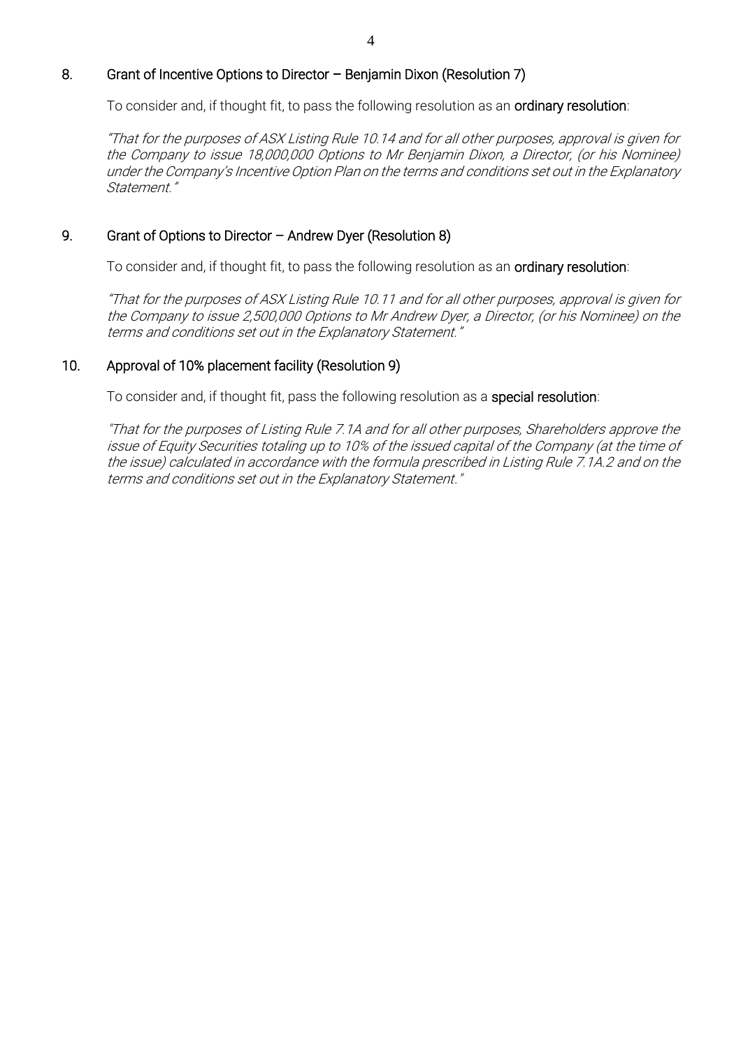## 8. Grant of Incentive Options to Director – Benjamin Dixon (Resolution 7)

To consider and, if thought fit, to pass the following resolution as an **ordinary resolution**:

*"That for the purposes of ASX Listing Rule 10.14 and for all other purposes, approval is given for the Company to issue 18,000,000 Options to Mr Benjamin Dixon, a Director, (or his Nominee) under the Company's Incentive Option Plan on the terms and conditions set out in the Explanatory Statement."*

## 9. Grant of Options to Director – Andrew Dyer (Resolution 8)

To consider and, if thought fit, to pass the following resolution as an **ordinary resolution**:

*"That for the purposes of ASX Listing Rule 10.11 and for all other purposes, approval is given for the Company to issue 2,500,000 Options to Mr Andrew Dyer, a Director, (or his Nominee) on the terms and conditions set out in the Explanatory Statement."*

## 10. Approval of 10% placement facility (Resolution 9)

To consider and, if thought fit, pass the following resolution as a **special resolution**:

*"That for the purposes of Listing Rule 7.1A and for all other purposes, Shareholders approve the issue of Equity Securities totaling up to 10% of the issued capital of the Company (at the time of the issue) calculated in accordance with the formula prescribed in Listing Rule 7.1A.2 and on the terms and conditions set out in the Explanatory Statement."*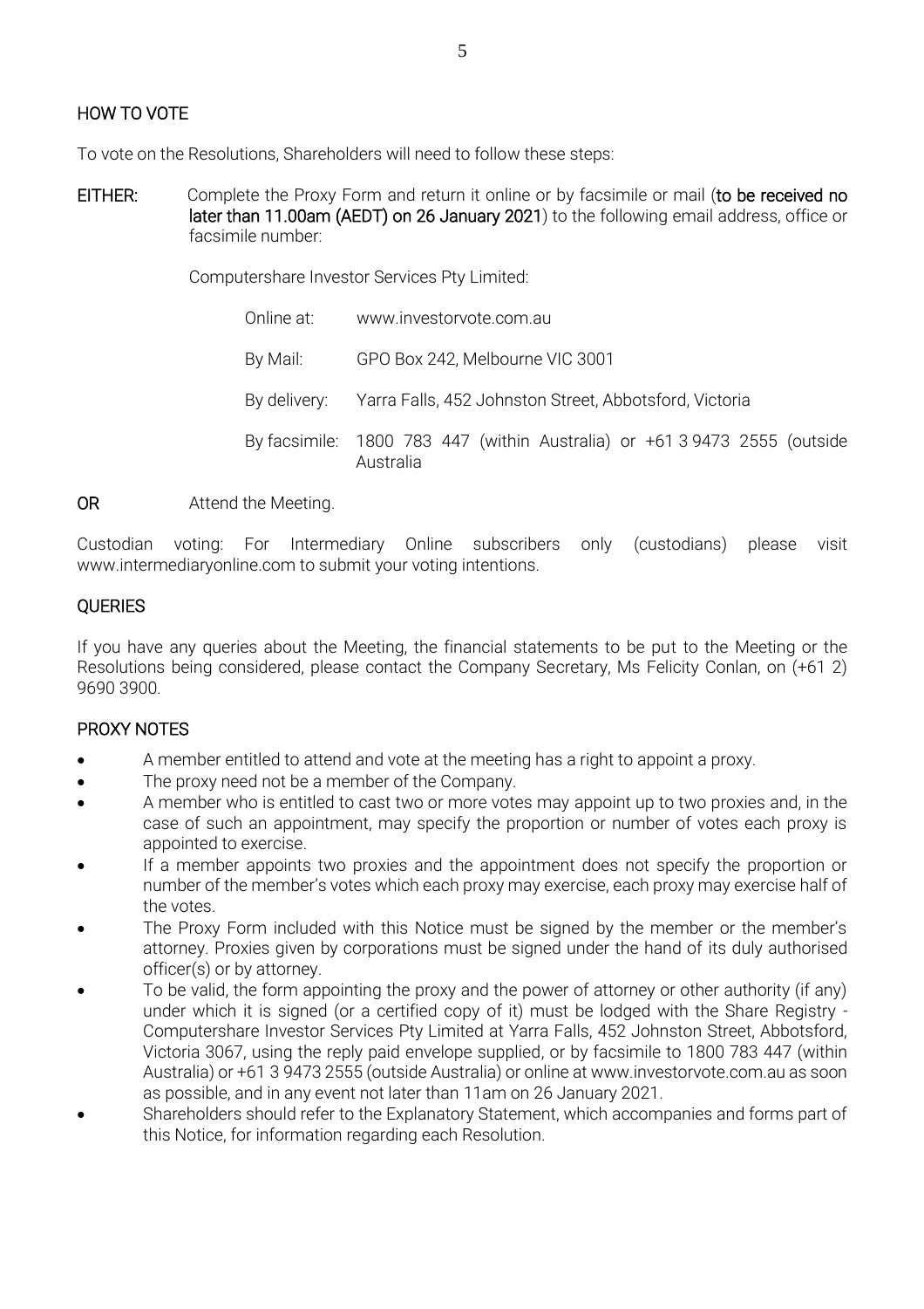## HOW TO VOTE

To vote on the Resolutions, Shareholders will need to follow these steps:

**EITHER:** Complete the Proxy Form and return it online or by facsimile or mail (**to be received no later than 11.00am (AEDT) on 26 January 2021**) to the following email address, office or facsimile number:

Computershare Investor Services Pty Limited:

| | |
|---|---|
| Online at: | www.investorvote.com.au |
| By Mail: | GPO Box 242, Melbourne VIC 3001 |
| By delivery: | Yarra Falls, 452 Johnston Street, Abbotsford, Victoria |
| By facsimile: | 1800 783 447 (within Australia) or +61 3 9473 2555 (outside Australia) |

**OR** Attend the Meeting.

Custodian voting: For Intermediary Online subscribers only (custodians) please visit www.intermediaryonline.com to submit your voting intentions.

## QUERIES

If you have any queries about the Meeting, the financial statements to be put to the Meeting or the Resolutions being considered, please contact the Company Secretary, Ms Felicity Conlan, on (+61 2) 9690 3900.

## PROXY NOTES

- A member entitled to attend and vote at the meeting has a right to appoint a proxy.
- The proxy need not be a member of the Company.
- A member who is entitled to cast two or more votes may appoint up to two proxies and, in the case of such an appointment, may specify the proportion or number of votes each proxy is appointed to exercise.
- If a member appoints two proxies and the appointment does not specify the proportion or number of the member's votes which each proxy may exercise, each proxy may exercise half of the votes.
- The Proxy Form included with this Notice must be signed by the member or the member's attorney. Proxies given by corporations must be signed under the hand of its duly authorised officer(s) or by attorney.
- To be valid, the form appointing the proxy and the power of attorney or other authority (if any) under which it is signed (or a certified copy of it) must be lodged with the Share Registry - Computershare Investor Services Pty Limited at Yarra Falls, 452 Johnston Street, Abbotsford, Victoria 3067, using the reply paid envelope supplied, or by facsimile to 1800 783 447 (within Australia) or +61 3 9473 2555 (outside Australia) or online at www.investorvote.com.au as soon as possible, and in any event not later than 11am on 26 January 2021.
- Shareholders should refer to the Explanatory Statement, which accompanies and forms part of this Notice, for information regarding each Resolution.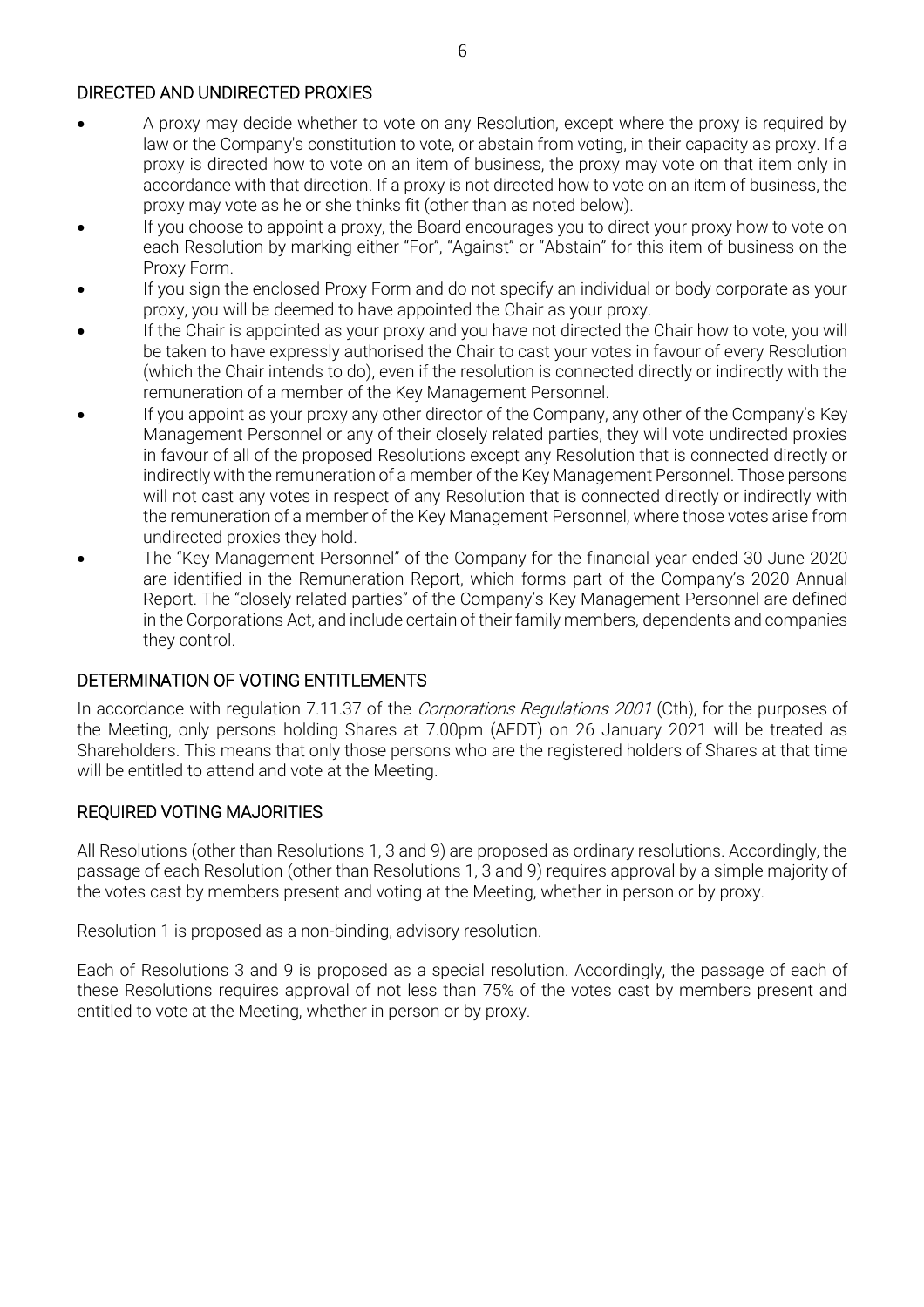## DIRECTED AND UNDIRECTED PROXIES

- A proxy may decide whether to vote on any Resolution, except where the proxy is required by law or the Company's constitution to vote, or abstain from voting, in their capacity as proxy. If a proxy is directed how to vote on an item of business, the proxy may vote on that item only in accordance with that direction. If a proxy is not directed how to vote on an item of business, the proxy may vote as he or she thinks fit (other than as noted below).
- If you choose to appoint a proxy, the Board encourages you to direct your proxy how to vote on each Resolution by marking either "For", "Against" or "Abstain" for this item of business on the Proxy Form.
- If you sign the enclosed Proxy Form and do not specify an individual or body corporate as your proxy, you will be deemed to have appointed the Chair as your proxy.
- If the Chair is appointed as your proxy and you have not directed the Chair how to vote, you will be taken to have expressly authorised the Chair to cast your votes in favour of every Resolution (which the Chair intends to do), even if the resolution is connected directly or indirectly with the remuneration of a member of the Key Management Personnel.
- If you appoint as your proxy any other director of the Company, any other of the Company's Key Management Personnel or any of their closely related parties, they will vote undirected proxies in favour of all of the proposed Resolutions except any Resolution that is connected directly or indirectly with the remuneration of a member of the Key Management Personnel. Those persons will not cast any votes in respect of any Resolution that is connected directly or indirectly with the remuneration of a member of the Key Management Personnel, where those votes arise from undirected proxies they hold.
- The "Key Management Personnel" of the Company for the financial year ended 30 June 2020 are identified in the Remuneration Report, which forms part of the Company's 2020 Annual Report. The "closely related parties" of the Company's Key Management Personnel are defined in the Corporations Act, and include certain of their family members, dependents and companies they control.

## DETERMINATION OF VOTING ENTITLEMENTS

In accordance with regulation 7.11.37 of the *Corporations Regulations 2001* (Cth), for the purposes of the Meeting, only persons holding Shares at 7.00pm (AEDT) on 26 January 2021 will be treated as Shareholders. This means that only those persons who are the registered holders of Shares at that time will be entitled to attend and vote at the Meeting.

## REQUIRED VOTING MAJORITIES

All Resolutions (other than Resolutions 1, 3 and 9) are proposed as ordinary resolutions. Accordingly, the passage of each Resolution (other than Resolutions 1, 3 and 9) requires approval by a simple majority of the votes cast by members present and voting at the Meeting, whether in person or by proxy.

Resolution 1 is proposed as a non-binding, advisory resolution.

Each of Resolutions 3 and 9 is proposed as a special resolution. Accordingly, the passage of each of these Resolutions requires approval of not less than 75% of the votes cast by members present and entitled to vote at the Meeting, whether in person or by proxy.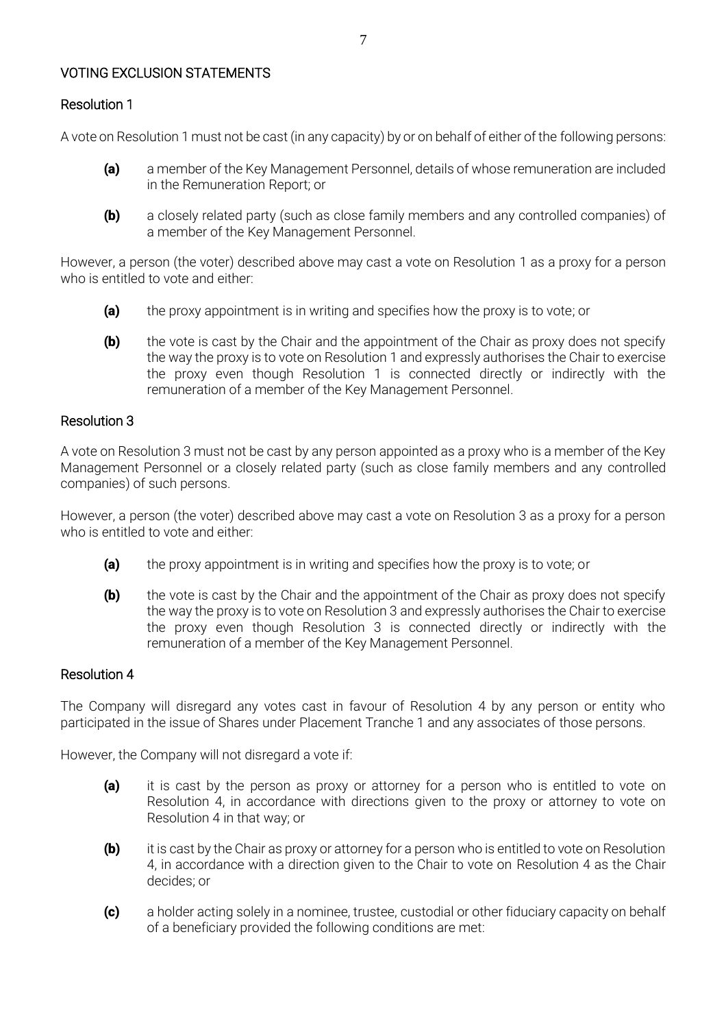## VOTING EXCLUSION STATEMENTS

### Resolution 1

A vote on Resolution 1 must not be cast (in any capacity) by or on behalf of either of the following persons:

- **(a)** a member of the Key Management Personnel, details of whose remuneration are included in the Remuneration Report; or
- **(b)** a closely related party (such as close family members and any controlled companies) of a member of the Key Management Personnel.

However, a person (the voter) described above may cast a vote on Resolution 1 as a proxy for a person who is entitled to vote and either:

- **(a)** the proxy appointment is in writing and specifies how the proxy is to vote; or
- **(b)** the vote is cast by the Chair and the appointment of the Chair as proxy does not specify the way the proxy is to vote on Resolution 1 and expressly authorises the Chair to exercise the proxy even though Resolution 1 is connected directly or indirectly with the remuneration of a member of the Key Management Personnel.

### Resolution 3

A vote on Resolution 3 must not be cast by any person appointed as a proxy who is a member of the Key Management Personnel or a closely related party (such as close family members and any controlled companies) of such persons.

However, a person (the voter) described above may cast a vote on Resolution 3 as a proxy for a person who is entitled to vote and either:

- **(a)** the proxy appointment is in writing and specifies how the proxy is to vote; or
- **(b)** the vote is cast by the Chair and the appointment of the Chair as proxy does not specify the way the proxy is to vote on Resolution 3 and expressly authorises the Chair to exercise the proxy even though Resolution 3 is connected directly or indirectly with the remuneration of a member of the Key Management Personnel.

### Resolution 4

The Company will disregard any votes cast in favour of Resolution 4 by any person or entity who participated in the issue of Shares under Placement Tranche 1 and any associates of those persons.

However, the Company will not disregard a vote if:

- **(a)** it is cast by the person as proxy or attorney for a person who is entitled to vote on Resolution 4, in accordance with directions given to the proxy or attorney to vote on Resolution 4 in that way; or
- **(b)** it is cast by the Chair as proxy or attorney for a person who is entitled to vote on Resolution 4, in accordance with a direction given to the Chair to vote on Resolution 4 as the Chair decides; or
- **(c)** a holder acting solely in a nominee, trustee, custodial or other fiduciary capacity on behalf of a beneficiary provided the following conditions are met: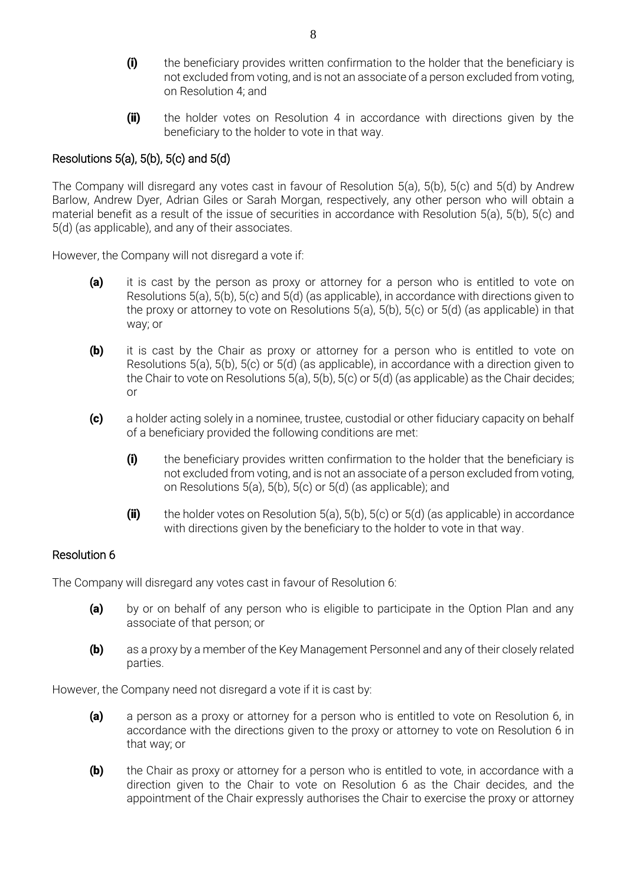- **(i)** the beneficiary provides written confirmation to the holder that the beneficiary is not excluded from voting, and is not an associate of a person excluded from voting, on Resolution 4; and
- **(ii)** the holder votes on Resolution 4 in accordance with directions given by the beneficiary to the holder to vote in that way.

## Resolutions 5(a), 5(b), 5(c) and 5(d)

The Company will disregard any votes cast in favour of Resolution 5(a), 5(b), 5(c) and 5(d) by Andrew Barlow, Andrew Dyer, Adrian Giles or Sarah Morgan, respectively, any other person who will obtain a material benefit as a result of the issue of securities in accordance with Resolution 5(a), 5(b), 5(c) and 5(d) (as applicable), and any of their associates.

However, the Company will not disregard a vote if:

- **(a)** it is cast by the person as proxy or attorney for a person who is entitled to vote on Resolutions 5(a), 5(b), 5(c) and 5(d) (as applicable), in accordance with directions given to the proxy or attorney to vote on Resolutions 5(a), 5(b), 5(c) or 5(d) (as applicable) in that way; or
- **(b)** it is cast by the Chair as proxy or attorney for a person who is entitled to vote on Resolutions 5(a), 5(b), 5(c) or 5(d) (as applicable), in accordance with a direction given to the Chair to vote on Resolutions 5(a), 5(b), 5(c) or 5(d) (as applicable) as the Chair decides; or
- **(c)** a holder acting solely in a nominee, trustee, custodial or other fiduciary capacity on behalf of a beneficiary provided the following conditions are met:
  - **(i)** the beneficiary provides written confirmation to the holder that the beneficiary is not excluded from voting, and is not an associate of a person excluded from voting, on Resolutions 5(a), 5(b), 5(c) or 5(d) (as applicable); and
  - **(ii)** the holder votes on Resolution 5(a), 5(b), 5(c) or 5(d) (as applicable) in accordance with directions given by the beneficiary to the holder to vote in that way.

## Resolution 6

The Company will disregard any votes cast in favour of Resolution 6:

- **(a)** by or on behalf of any person who is eligible to participate in the Option Plan and any associate of that person; or
- **(b)** as a proxy by a member of the Key Management Personnel and any of their closely related parties.

However, the Company need not disregard a vote if it is cast by:

- **(a)** a person as a proxy or attorney for a person who is entitled to vote on Resolution 6, in accordance with the directions given to the proxy or attorney to vote on Resolution 6 in that way; or
- **(b)** the Chair as proxy or attorney for a person who is entitled to vote, in accordance with a direction given to the Chair to vote on Resolution 6 as the Chair decides, and the appointment of the Chair expressly authorises the Chair to exercise the proxy or attorney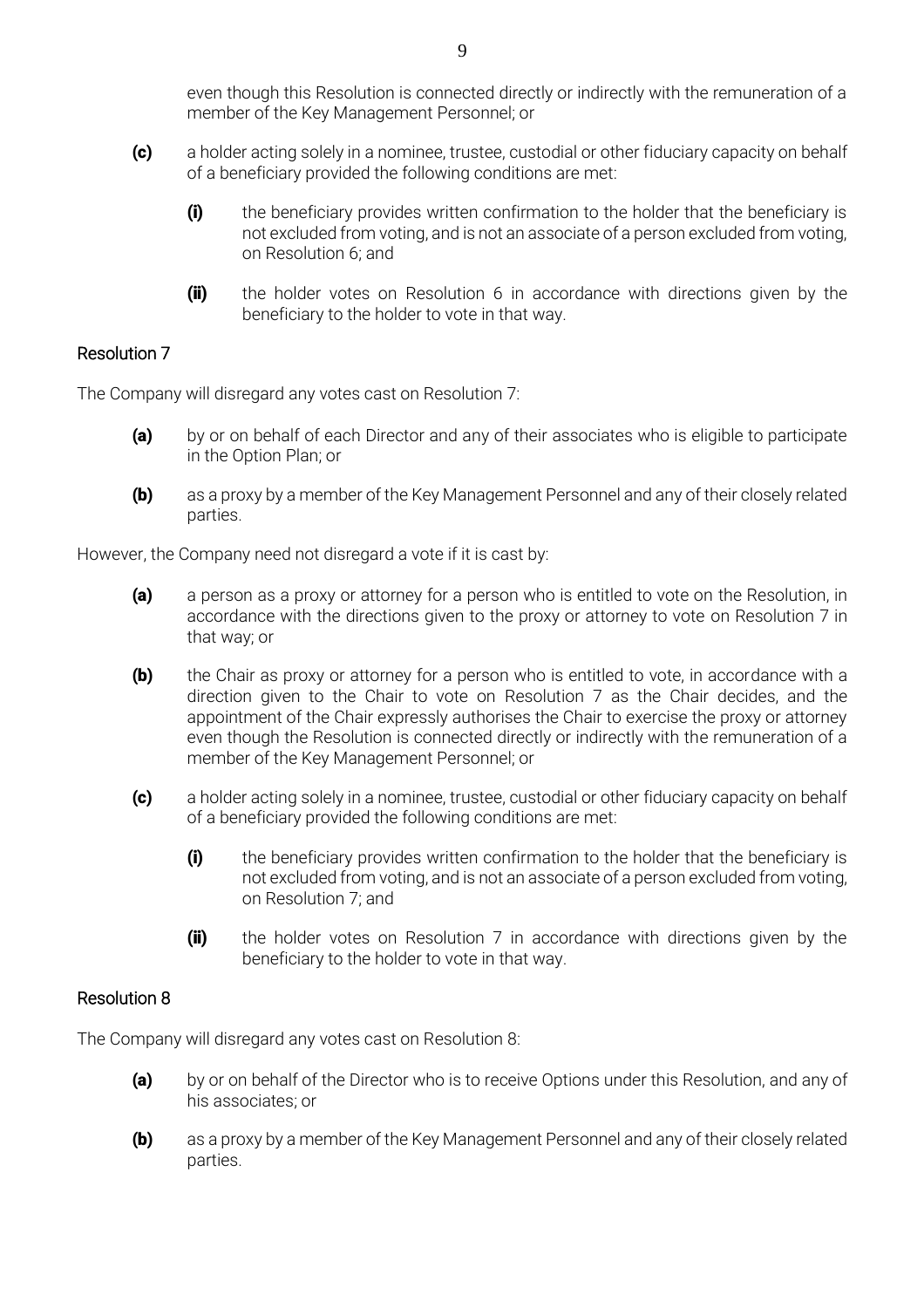even though this Resolution is connected directly or indirectly with the remuneration of a member of the Key Management Personnel; or

**(c)** a holder acting solely in a nominee, trustee, custodial or other fiduciary capacity on behalf of a beneficiary provided the following conditions are met:

- **(i)** the beneficiary provides written confirmation to the holder that the beneficiary is not excluded from voting, and is not an associate of a person excluded from voting, on Resolution 6; and
- **(ii)** the holder votes on Resolution 6 in accordance with directions given by the beneficiary to the holder to vote in that way.

## Resolution 7

The Company will disregard any votes cast on Resolution 7:

**(a)** by or on behalf of each Director and any of their associates who is eligible to participate in the Option Plan; or

**(b)** as a proxy by a member of the Key Management Personnel and any of their closely related parties.

However, the Company need not disregard a vote if it is cast by:

**(a)** a person as a proxy or attorney for a person who is entitled to vote on the Resolution, in accordance with the directions given to the proxy or attorney to vote on Resolution 7 in that way; or

**(b)** the Chair as proxy or attorney for a person who is entitled to vote, in accordance with a direction given to the Chair to vote on Resolution 7 as the Chair decides, and the appointment of the Chair expressly authorises the Chair to exercise the proxy or attorney even though the Resolution is connected directly or indirectly with the remuneration of a member of the Key Management Personnel; or

**(c)** a holder acting solely in a nominee, trustee, custodial or other fiduciary capacity on behalf of a beneficiary provided the following conditions are met:

- **(i)** the beneficiary provides written confirmation to the holder that the beneficiary is not excluded from voting, and is not an associate of a person excluded from voting, on Resolution 7; and
- **(ii)** the holder votes on Resolution 7 in accordance with directions given by the beneficiary to the holder to vote in that way.

## Resolution 8

The Company will disregard any votes cast on Resolution 8:

**(a)** by or on behalf of the Director who is to receive Options under this Resolution, and any of his associates; or

**(b)** as a proxy by a member of the Key Management Personnel and any of their closely related parties.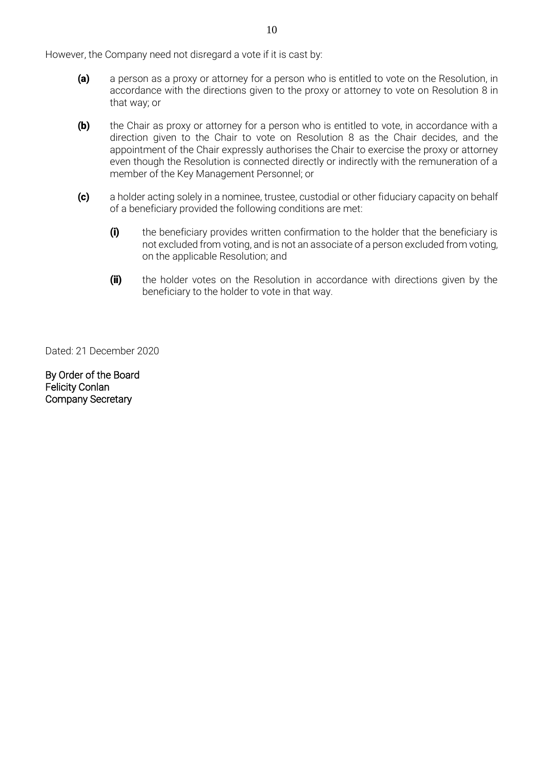However, the Company need not disregard a vote if it is cast by:

**(a)** a person as a proxy or attorney for a person who is entitled to vote on the Resolution, in accordance with the directions given to the proxy or attorney to vote on Resolution 8 in that way; or

**(b)** the Chair as proxy or attorney for a person who is entitled to vote, in accordance with a direction given to the Chair to vote on Resolution 8 as the Chair decides, and the appointment of the Chair expressly authorises the Chair to exercise the proxy or attorney even though the Resolution is connected directly or indirectly with the remuneration of a member of the Key Management Personnel; or

**(c)** a holder acting solely in a nominee, trustee, custodial or other fiduciary capacity on behalf of a beneficiary provided the following conditions are met:

> **(i)** the beneficiary provides written confirmation to the holder that the beneficiary is not excluded from voting, and is not an associate of a person excluded from voting, on the applicable Resolution; and
>
> **(ii)** the holder votes on the Resolution in accordance with directions given by the beneficiary to the holder to vote in that way.

Dated: 21 December 2020

By Order of the Board
Felicity Conlan
Company Secretary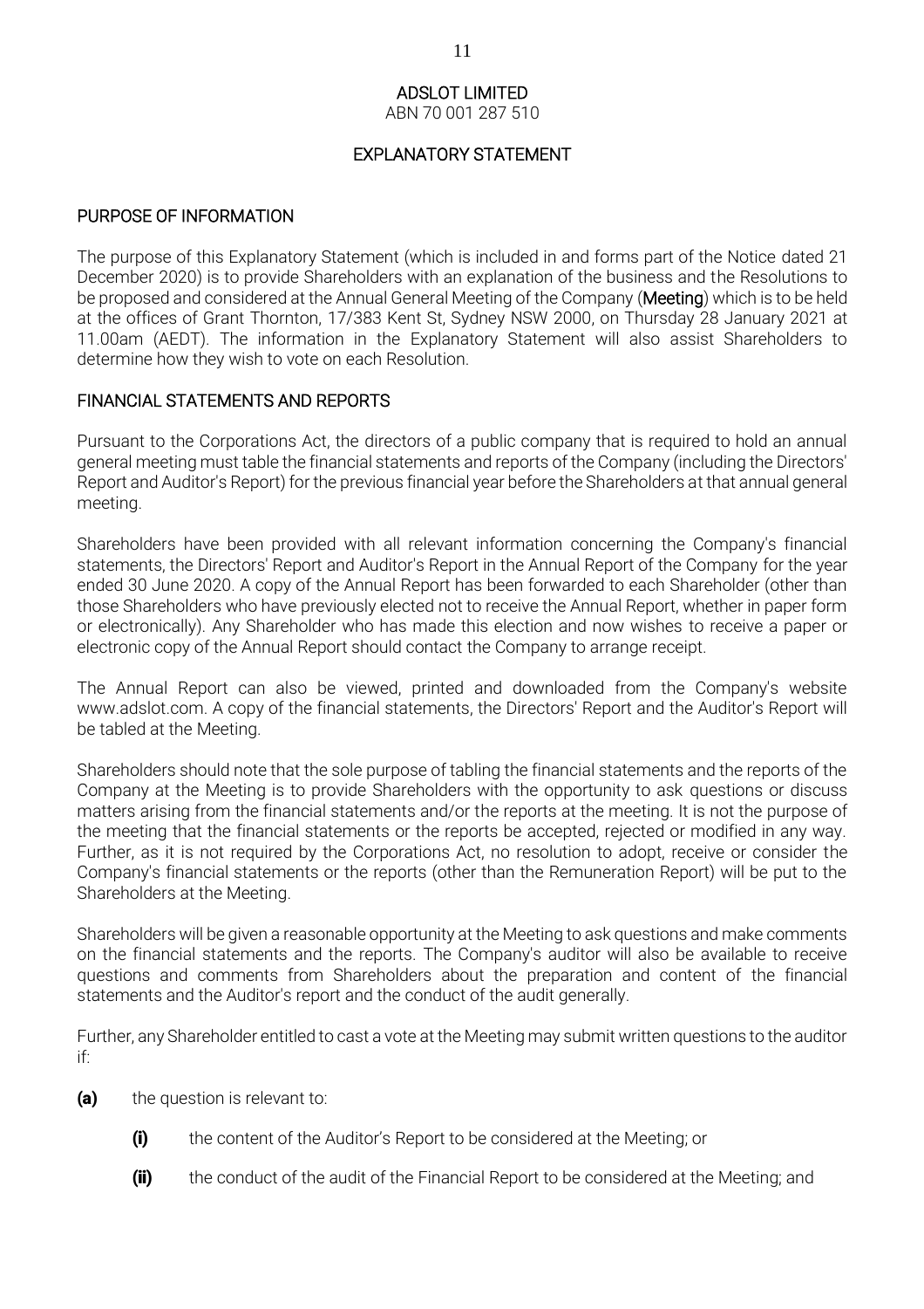# ADSLOT LIMITED

ABN 70 001 287 510

## EXPLANATORY STATEMENT

### PURPOSE OF INFORMATION

The purpose of this Explanatory Statement (which is included in and forms part of the Notice dated 21 December 2020) is to provide Shareholders with an explanation of the business and the Resolutions to be proposed and considered at the Annual General Meeting of the Company (**Meeting**) which is to be held at the offices of Grant Thornton, 17/383 Kent St, Sydney NSW 2000, on Thursday 28 January 2021 at 11.00am (AEDT). The information in the Explanatory Statement will also assist Shareholders to determine how they wish to vote on each Resolution.

### FINANCIAL STATEMENTS AND REPORTS

Pursuant to the Corporations Act, the directors of a public company that is required to hold an annual general meeting must table the financial statements and reports of the Company (including the Directors' Report and Auditor's Report) for the previous financial year before the Shareholders at that annual general meeting.

Shareholders have been provided with all relevant information concerning the Company's financial statements, the Directors' Report and Auditor's Report in the Annual Report of the Company for the year ended 30 June 2020. A copy of the Annual Report has been forwarded to each Shareholder (other than those Shareholders who have previously elected not to receive the Annual Report, whether in paper form or electronically). Any Shareholder who has made this election and now wishes to receive a paper or electronic copy of the Annual Report should contact the Company to arrange receipt.

The Annual Report can also be viewed, printed and downloaded from the Company's website www.adslot.com. A copy of the financial statements, the Directors' Report and the Auditor's Report will be tabled at the Meeting.

Shareholders should note that the sole purpose of tabling the financial statements and the reports of the Company at the Meeting is to provide Shareholders with the opportunity to ask questions or discuss matters arising from the financial statements and/or the reports at the meeting. It is not the purpose of the meeting that the financial statements or the reports be accepted, rejected or modified in any way. Further, as it is not required by the Corporations Act, no resolution to adopt, receive or consider the Company's financial statements or the reports (other than the Remuneration Report) will be put to the Shareholders at the Meeting.

Shareholders will be given a reasonable opportunity at the Meeting to ask questions and make comments on the financial statements and the reports. The Company's auditor will also be available to receive questions and comments from Shareholders about the preparation and content of the financial statements and the Auditor's report and the conduct of the audit generally.

Further, any Shareholder entitled to cast a vote at the Meeting may submit written questions to the auditor if:

**(a)** the question is relevant to:

- **(i)** the content of the Auditor's Report to be considered at the Meeting; or
- **(ii)** the conduct of the audit of the Financial Report to be considered at the Meeting; and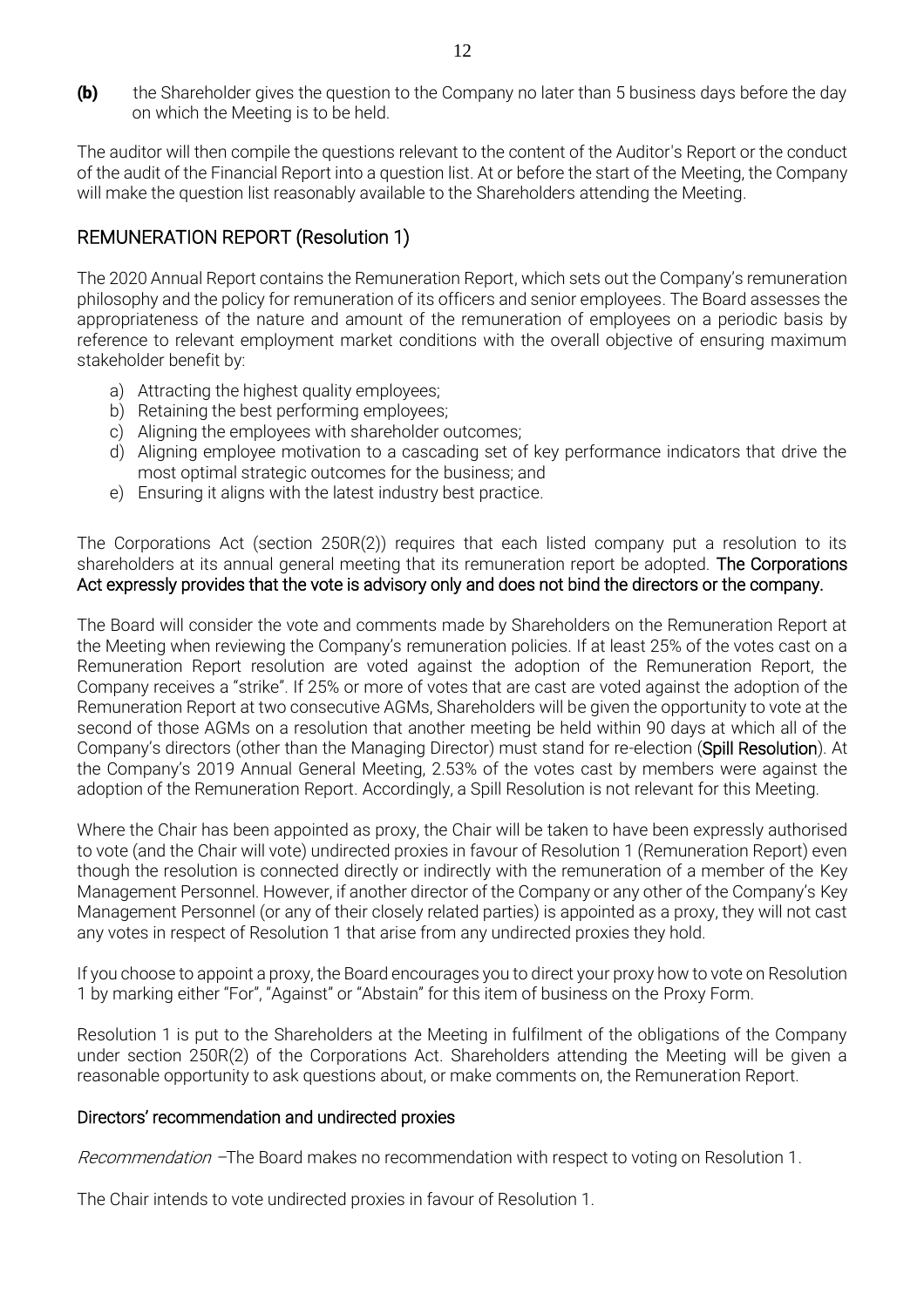**(b)** the Shareholder gives the question to the Company no later than 5 business days before the day on which the Meeting is to be held.

The auditor will then compile the questions relevant to the content of the Auditor's Report or the conduct of the audit of the Financial Report into a question list. At or before the start of the Meeting, the Company will make the question list reasonably available to the Shareholders attending the Meeting.

## REMUNERATION REPORT (Resolution 1)

The 2020 Annual Report contains the Remuneration Report, which sets out the Company's remuneration philosophy and the policy for remuneration of its officers and senior employees. The Board assesses the appropriateness of the nature and amount of the remuneration of employees on a periodic basis by reference to relevant employment market conditions with the overall objective of ensuring maximum stakeholder benefit by:

a) Attracting the highest quality employees;
b) Retaining the best performing employees;
c) Aligning the employees with shareholder outcomes;
d) Aligning employee motivation to a cascading set of key performance indicators that drive the most optimal strategic outcomes for the business; and
e) Ensuring it aligns with the latest industry best practice.

The Corporations Act (section 250R(2)) requires that each listed company put a resolution to its shareholders at its annual general meeting that its remuneration report be adopted. **The Corporations Act expressly provides that the vote is advisory only and does not bind the directors or the company.**

The Board will consider the vote and comments made by Shareholders on the Remuneration Report at the Meeting when reviewing the Company's remuneration policies. If at least 25% of the votes cast on a Remuneration Report resolution are voted against the adoption of the Remuneration Report, the Company receives a "strike". If 25% or more of votes that are cast are voted against the adoption of the Remuneration Report at two consecutive AGMs, Shareholders will be given the opportunity to vote at the second of those AGMs on a resolution that another meeting be held within 90 days at which all of the Company's directors (other than the Managing Director) must stand for re-election (**Spill Resolution**). At the Company's 2019 Annual General Meeting, 2.53% of the votes cast by members were against the adoption of the Remuneration Report. Accordingly, a Spill Resolution is not relevant for this Meeting.

Where the Chair has been appointed as proxy, the Chair will be taken to have been expressly authorised to vote (and the Chair will vote) undirected proxies in favour of Resolution 1 (Remuneration Report) even though the resolution is connected directly or indirectly with the remuneration of a member of the Key Management Personnel. However, if another director of the Company or any other of the Company's Key Management Personnel (or any of their closely related parties) is appointed as a proxy, they will not cast any votes in respect of Resolution 1 that arise from any undirected proxies they hold.

If you choose to appoint a proxy, the Board encourages you to direct your proxy how to vote on Resolution 1 by marking either "For", "Against" or "Abstain" for this item of business on the Proxy Form.

Resolution 1 is put to the Shareholders at the Meeting in fulfilment of the obligations of the Company under section 250R(2) of the Corporations Act. Shareholders attending the Meeting will be given a reasonable opportunity to ask questions about, or make comments on, the Remuneration Report.

### Directors' recommendation and undirected proxies

*Recommendation* –The Board makes no recommendation with respect to voting on Resolution 1.

The Chair intends to vote undirected proxies in favour of Resolution 1.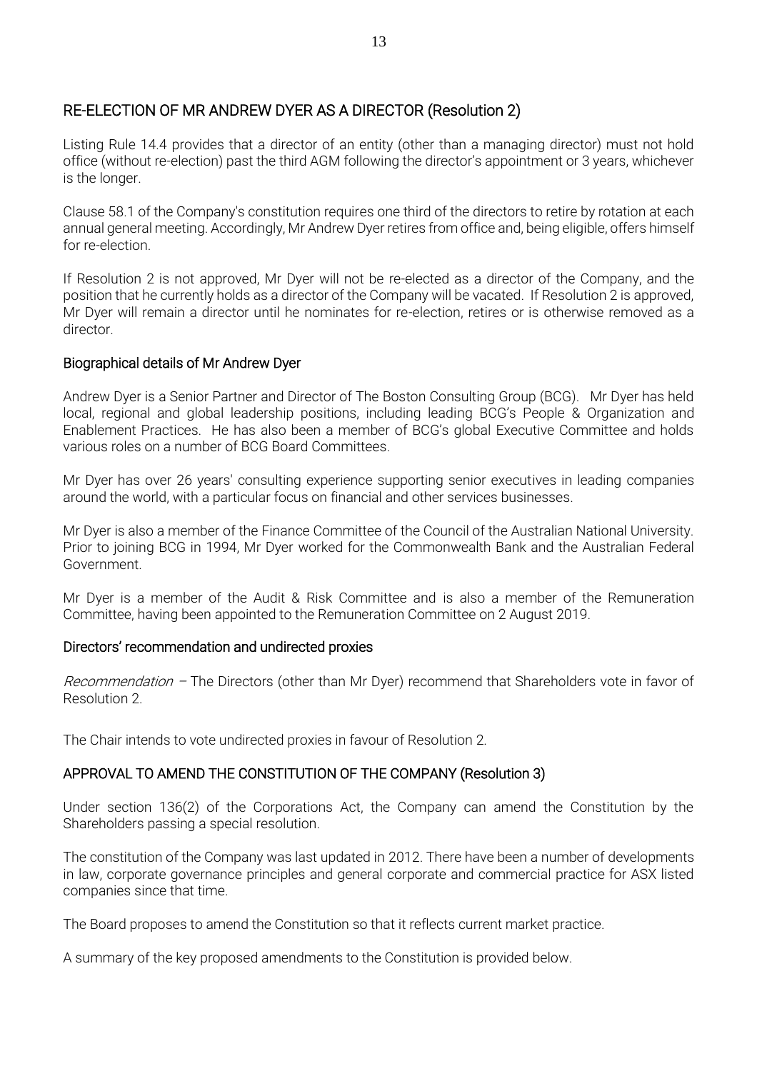## RE-ELECTION OF MR ANDREW DYER AS A DIRECTOR (Resolution 2)

Listing Rule 14.4 provides that a director of an entity (other than a managing director) must not hold office (without re-election) past the third AGM following the director's appointment or 3 years, whichever is the longer.

Clause 58.1 of the Company's constitution requires one third of the directors to retire by rotation at each annual general meeting. Accordingly, Mr Andrew Dyer retires from office and, being eligible, offers himself for re-election.

If Resolution 2 is not approved, Mr Dyer will not be re-elected as a director of the Company, and the position that he currently holds as a director of the Company will be vacated. If Resolution 2 is approved, Mr Dyer will remain a director until he nominates for re-election, retires or is otherwise removed as a director.

### Biographical details of Mr Andrew Dyer

Andrew Dyer is a Senior Partner and Director of The Boston Consulting Group (BCG). Mr Dyer has held local, regional and global leadership positions, including leading BCG's People & Organization and Enablement Practices. He has also been a member of BCG's global Executive Committee and holds various roles on a number of BCG Board Committees.

Mr Dyer has over 26 years' consulting experience supporting senior executives in leading companies around the world, with a particular focus on financial and other services businesses.

Mr Dyer is also a member of the Finance Committee of the Council of the Australian National University. Prior to joining BCG in 1994, Mr Dyer worked for the Commonwealth Bank and the Australian Federal Government.

Mr Dyer is a member of the Audit & Risk Committee and is also a member of the Remuneration Committee, having been appointed to the Remuneration Committee on 2 August 2019.

### Directors' recommendation and undirected proxies

*Recommendation* – The Directors (other than Mr Dyer) recommend that Shareholders vote in favor of Resolution 2.

The Chair intends to vote undirected proxies in favour of Resolution 2.

## APPROVAL TO AMEND THE CONSTITUTION OF THE COMPANY (Resolution 3)

Under section 136(2) of the Corporations Act, the Company can amend the Constitution by the Shareholders passing a special resolution.

The constitution of the Company was last updated in 2012. There have been a number of developments in law, corporate governance principles and general corporate and commercial practice for ASX listed companies since that time.

The Board proposes to amend the Constitution so that it reflects current market practice.

A summary of the key proposed amendments to the Constitution is provided below.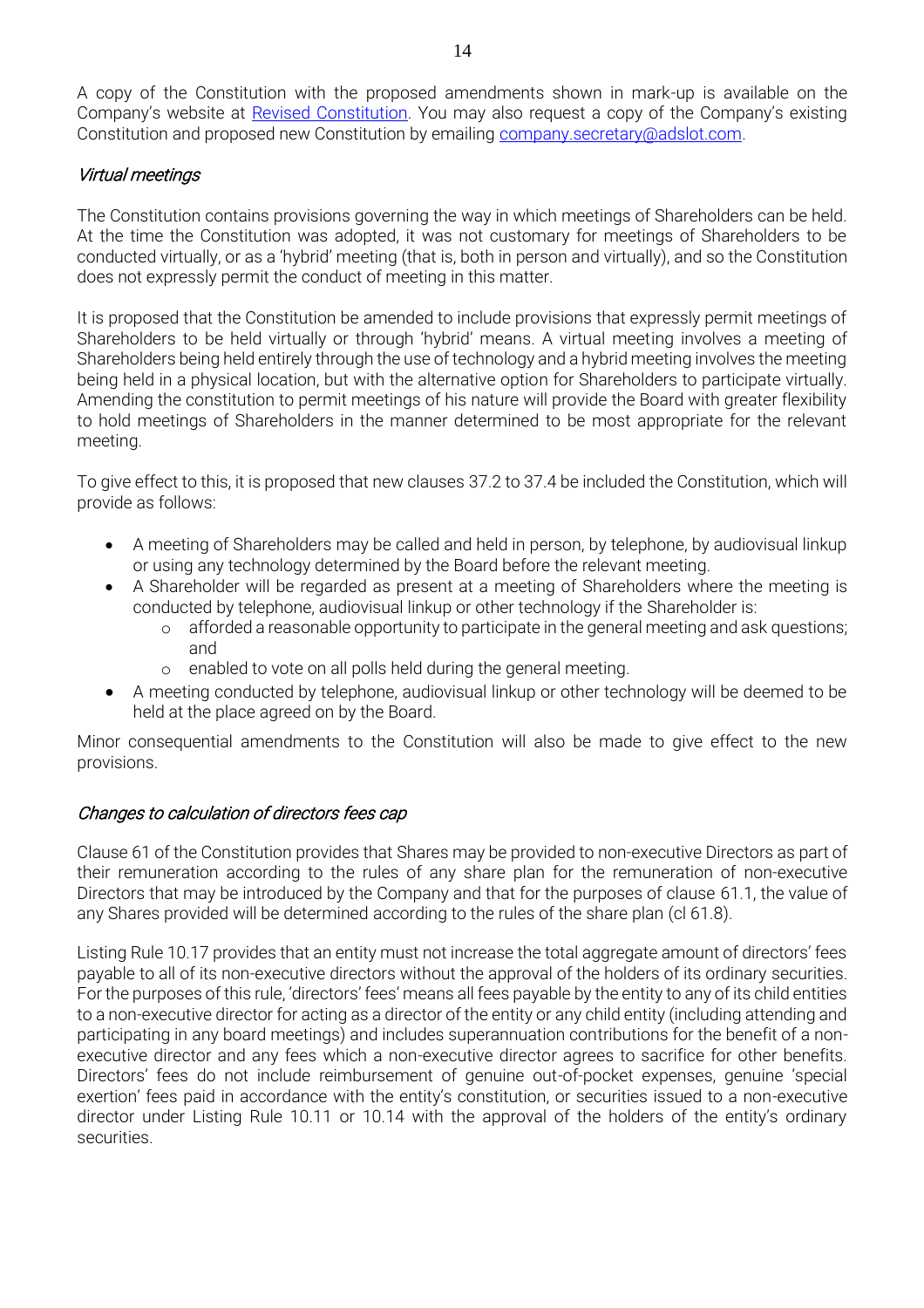A copy of the Constitution with the proposed amendments shown in mark-up is available on the Company's website at [Revised Constitution](). You may also request a copy of the Company's existing Constitution and proposed new Constitution by emailing company.secretary@adslot.com.

*Virtual meetings*

The Constitution contains provisions governing the way in which meetings of Shareholders can be held. At the time the Constitution was adopted, it was not customary for meetings of Shareholders to be conducted virtually, or as a 'hybrid' meeting (that is, both in person and virtually), and so the Constitution does not expressly permit the conduct of meeting in this matter.

It is proposed that the Constitution be amended to include provisions that expressly permit meetings of Shareholders to be held virtually or through 'hybrid' means. A virtual meeting involves a meeting of Shareholders being held entirely through the use of technology and a hybrid meeting involves the meeting being held in a physical location, but with the alternative option for Shareholders to participate virtually. Amending the constitution to permit meetings of his nature will provide the Board with greater flexibility to hold meetings of Shareholders in the manner determined to be most appropriate for the relevant meeting.

To give effect to this, it is proposed that new clauses 37.2 to 37.4 be included the Constitution, which will provide as follows:

- A meeting of Shareholders may be called and held in person, by telephone, by audiovisual linkup or using any technology determined by the Board before the relevant meeting.
- A Shareholder will be regarded as present at a meeting of Shareholders where the meeting is conducted by telephone, audiovisual linkup or other technology if the Shareholder is:
  - afforded a reasonable opportunity to participate in the general meeting and ask questions; and
  - enabled to vote on all polls held during the general meeting.
- A meeting conducted by telephone, audiovisual linkup or other technology will be deemed to be held at the place agreed on by the Board.

Minor consequential amendments to the Constitution will also be made to give effect to the new provisions.

*Changes to calculation of directors fees cap*

Clause 61 of the Constitution provides that Shares may be provided to non-executive Directors as part of their remuneration according to the rules of any share plan for the remuneration of non-executive Directors that may be introduced by the Company and that for the purposes of clause 61.1, the value of any Shares provided will be determined according to the rules of the share plan (cl 61.8).

Listing Rule 10.17 provides that an entity must not increase the total aggregate amount of directors' fees payable to all of its non-executive directors without the approval of the holders of its ordinary securities. For the purposes of this rule, 'directors' fees' means all fees payable by the entity to any of its child entities to a non-executive director for acting as a director of the entity or any child entity (including attending and participating in any board meetings) and includes superannuation contributions for the benefit of a non-executive director and any fees which a non-executive director agrees to sacrifice for other benefits. Directors' fees do not include reimbursement of genuine out-of-pocket expenses, genuine 'special exertion' fees paid in accordance with the entity's constitution, or securities issued to a non-executive director under Listing Rule 10.11 or 10.14 with the approval of the holders of the entity's ordinary securities.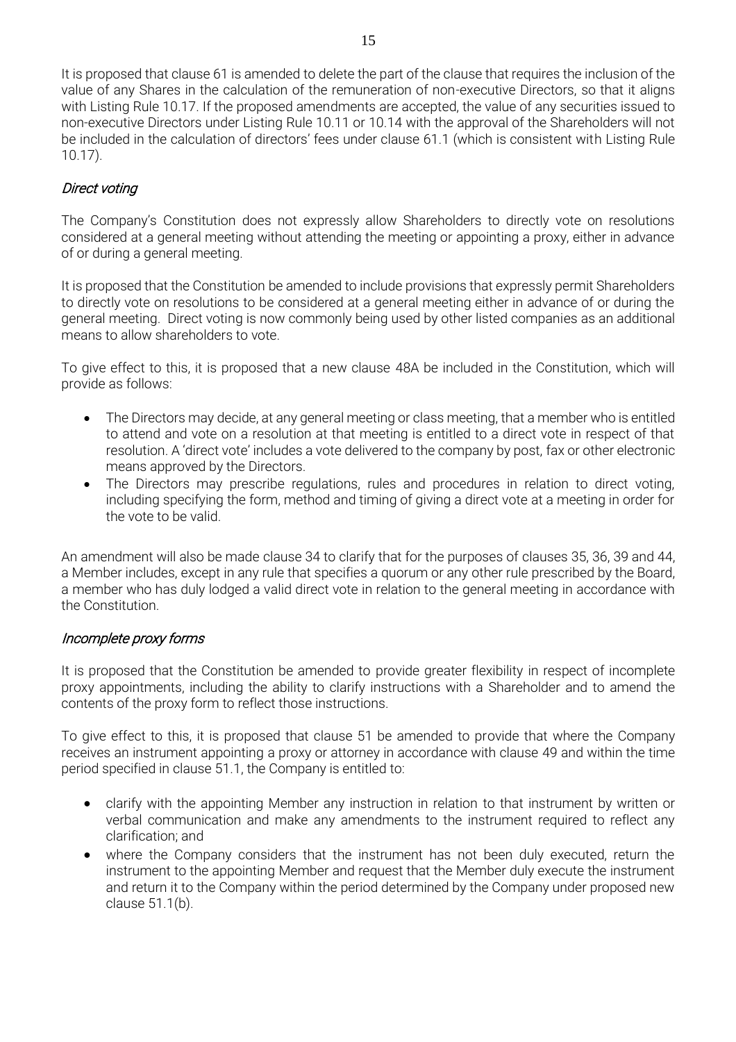It is proposed that clause 61 is amended to delete the part of the clause that requires the inclusion of the value of any Shares in the calculation of the remuneration of non-executive Directors, so that it aligns with Listing Rule 10.17. If the proposed amendments are accepted, the value of any securities issued to non-executive Directors under Listing Rule 10.11 or 10.14 with the approval of the Shareholders will not be included in the calculation of directors' fees under clause 61.1 (which is consistent with Listing Rule 10.17).

### *Direct voting*

The Company's Constitution does not expressly allow Shareholders to directly vote on resolutions considered at a general meeting without attending the meeting or appointing a proxy, either in advance of or during a general meeting.

It is proposed that the Constitution be amended to include provisions that expressly permit Shareholders to directly vote on resolutions to be considered at a general meeting either in advance of or during the general meeting. Direct voting is now commonly being used by other listed companies as an additional means to allow shareholders to vote.

To give effect to this, it is proposed that a new clause 48A be included in the Constitution, which will provide as follows:

- The Directors may decide, at any general meeting or class meeting, that a member who is entitled to attend and vote on a resolution at that meeting is entitled to a direct vote in respect of that resolution. A 'direct vote' includes a vote delivered to the company by post, fax or other electronic means approved by the Directors.
- The Directors may prescribe regulations, rules and procedures in relation to direct voting, including specifying the form, method and timing of giving a direct vote at a meeting in order for the vote to be valid.

An amendment will also be made clause 34 to clarify that for the purposes of clauses 35, 36, 39 and 44, a Member includes, except in any rule that specifies a quorum or any other rule prescribed by the Board, a member who has duly lodged a valid direct vote in relation to the general meeting in accordance with the Constitution.

### *Incomplete proxy forms*

It is proposed that the Constitution be amended to provide greater flexibility in respect of incomplete proxy appointments, including the ability to clarify instructions with a Shareholder and to amend the contents of the proxy form to reflect those instructions.

To give effect to this, it is proposed that clause 51 be amended to provide that where the Company receives an instrument appointing a proxy or attorney in accordance with clause 49 and within the time period specified in clause 51.1, the Company is entitled to:

- clarify with the appointing Member any instruction in relation to that instrument by written or verbal communication and make any amendments to the instrument required to reflect any clarification; and
- where the Company considers that the instrument has not been duly executed, return the instrument to the appointing Member and request that the Member duly execute the instrument and return it to the Company within the period determined by the Company under proposed new clause 51.1(b).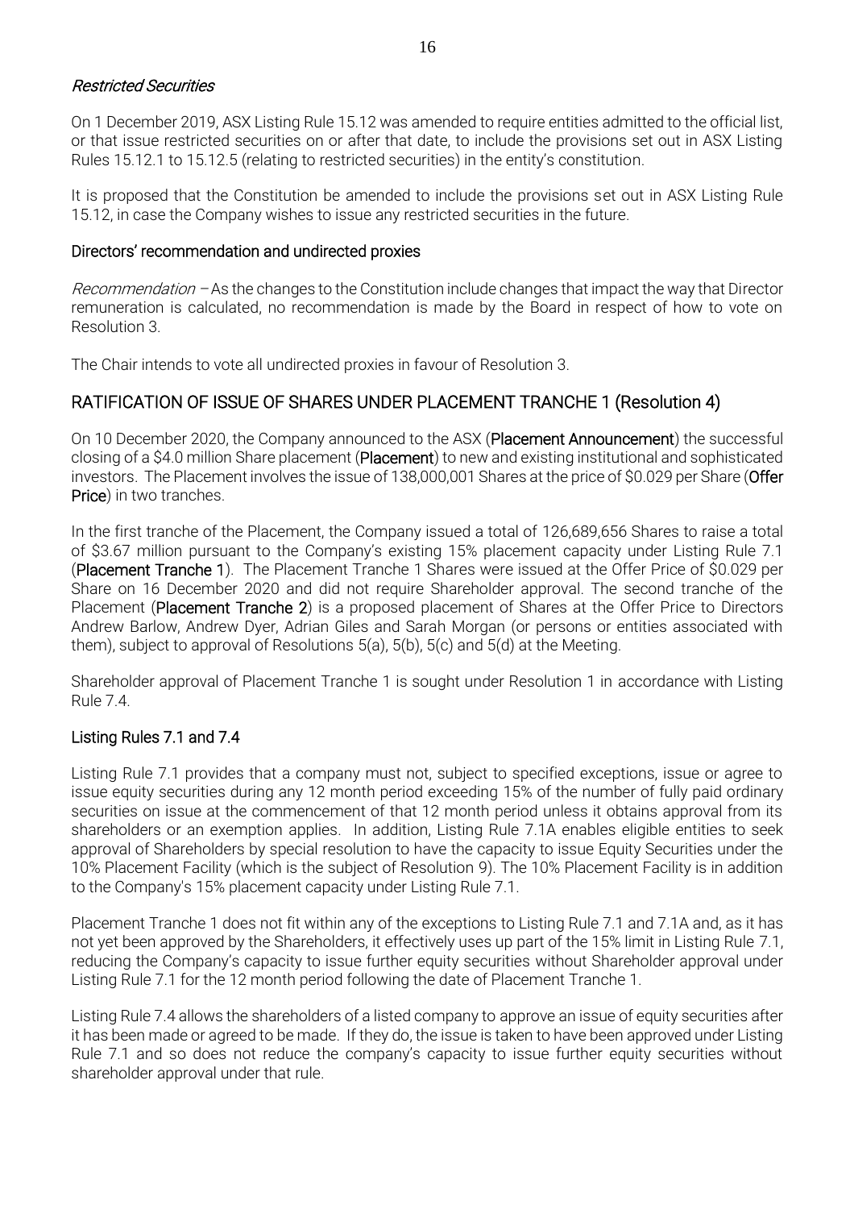*Restricted Securities*

On 1 December 2019, ASX Listing Rule 15.12 was amended to require entities admitted to the official list, or that issue restricted securities on or after that date, to include the provisions set out in ASX Listing Rules 15.12.1 to 15.12.5 (relating to restricted securities) in the entity's constitution.

It is proposed that the Constitution be amended to include the provisions set out in ASX Listing Rule 15.12, in case the Company wishes to issue any restricted securities in the future.

### Directors' recommendation and undirected proxies

*Recommendation* – As the changes to the Constitution include changes that impact the way that Director remuneration is calculated, no recommendation is made by the Board in respect of how to vote on Resolution 3.

The Chair intends to vote all undirected proxies in favour of Resolution 3.

## RATIFICATION OF ISSUE OF SHARES UNDER PLACEMENT TRANCHE 1 (Resolution 4)

On 10 December 2020, the Company announced to the ASX (**Placement Announcement**) the successful closing of a $4.0 million Share placement (**Placement**) to new and existing institutional and sophisticated investors. The Placement involves the issue of 138,000,001 Shares at the price of $0.029 per Share (**Offer Price**) in two tranches.

In the first tranche of the Placement, the Company issued a total of 126,689,656 Shares to raise a total of $3.67 million pursuant to the Company's existing 15% placement capacity under Listing Rule 7.1 (**Placement Tranche 1**). The Placement Tranche 1 Shares were issued at the Offer Price of $0.029 per Share on 16 December 2020 and did not require Shareholder approval. The second tranche of the Placement (**Placement Tranche 2**) is a proposed placement of Shares at the Offer Price to Directors Andrew Barlow, Andrew Dyer, Adrian Giles and Sarah Morgan (or persons or entities associated with them), subject to approval of Resolutions 5(a), 5(b), 5(c) and 5(d) at the Meeting.

Shareholder approval of Placement Tranche 1 is sought under Resolution 1 in accordance with Listing Rule 7.4.

### Listing Rules 7.1 and 7.4

Listing Rule 7.1 provides that a company must not, subject to specified exceptions, issue or agree to issue equity securities during any 12 month period exceeding 15% of the number of fully paid ordinary securities on issue at the commencement of that 12 month period unless it obtains approval from its shareholders or an exemption applies. In addition, Listing Rule 7.1A enables eligible entities to seek approval of Shareholders by special resolution to have the capacity to issue Equity Securities under the 10% Placement Facility (which is the subject of Resolution 9). The 10% Placement Facility is in addition to the Company's 15% placement capacity under Listing Rule 7.1.

Placement Tranche 1 does not fit within any of the exceptions to Listing Rule 7.1 and 7.1A and, as it has not yet been approved by the Shareholders, it effectively uses up part of the 15% limit in Listing Rule 7.1, reducing the Company's capacity to issue further equity securities without Shareholder approval under Listing Rule 7.1 for the 12 month period following the date of Placement Tranche 1.

Listing Rule 7.4 allows the shareholders of a listed company to approve an issue of equity securities after it has been made or agreed to be made. If they do, the issue is taken to have been approved under Listing Rule 7.1 and so does not reduce the company's capacity to issue further equity securities without shareholder approval under that rule.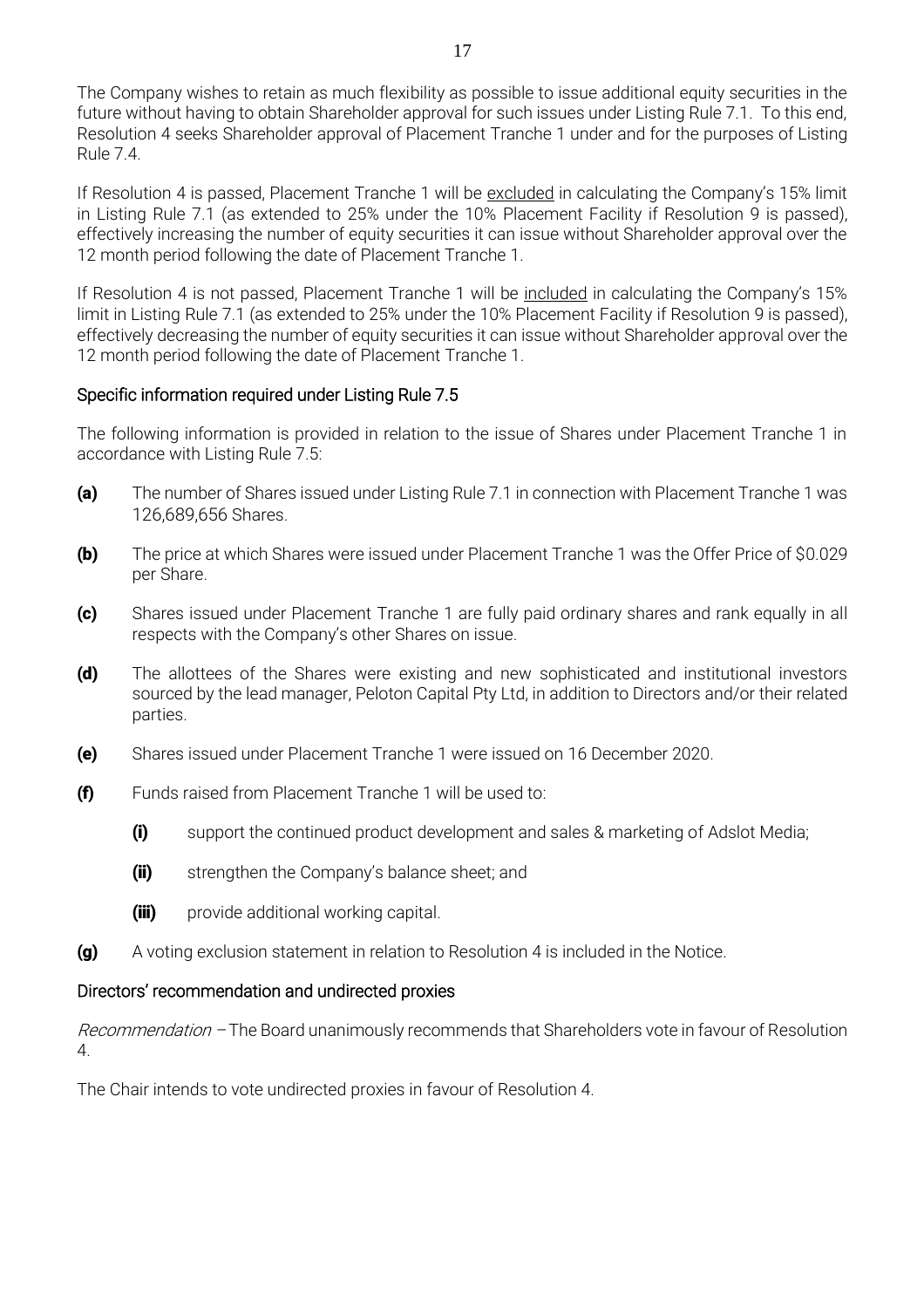The Company wishes to retain as much flexibility as possible to issue additional equity securities in the future without having to obtain Shareholder approval for such issues under Listing Rule 7.1. To this end, Resolution 4 seeks Shareholder approval of Placement Tranche 1 under and for the purposes of Listing Rule 7.4.

If Resolution 4 is passed, Placement Tranche 1 will be excluded in calculating the Company's 15% limit in Listing Rule 7.1 (as extended to 25% under the 10% Placement Facility if Resolution 9 is passed), effectively increasing the number of equity securities it can issue without Shareholder approval over the 12 month period following the date of Placement Tranche 1.

If Resolution 4 is not passed, Placement Tranche 1 will be included in calculating the Company's 15% limit in Listing Rule 7.1 (as extended to 25% under the 10% Placement Facility if Resolution 9 is passed), effectively decreasing the number of equity securities it can issue without Shareholder approval over the 12 month period following the date of Placement Tranche 1.

## Specific information required under Listing Rule 7.5

The following information is provided in relation to the issue of Shares under Placement Tranche 1 in accordance with Listing Rule 7.5:

**(a)** The number of Shares issued under Listing Rule 7.1 in connection with Placement Tranche 1 was 126,689,656 Shares.

**(b)** The price at which Shares were issued under Placement Tranche 1 was the Offer Price of $0.029 per Share.

**(c)** Shares issued under Placement Tranche 1 are fully paid ordinary shares and rank equally in all respects with the Company's other Shares on issue.

**(d)** The allottees of the Shares were existing and new sophisticated and institutional investors sourced by the lead manager, Peloton Capital Pty Ltd, in addition to Directors and/or their related parties.

**(e)** Shares issued under Placement Tranche 1 were issued on 16 December 2020.

**(f)** Funds raised from Placement Tranche 1 will be used to:

- **(i)** support the continued product development and sales & marketing of Adslot Media;
- **(ii)** strengthen the Company's balance sheet; and
- **(iii)** provide additional working capital.

**(g)** A voting exclusion statement in relation to Resolution 4 is included in the Notice.

## Directors' recommendation and undirected proxies

*Recommendation* – The Board unanimously recommends that Shareholders vote in favour of Resolution 4.

The Chair intends to vote undirected proxies in favour of Resolution 4.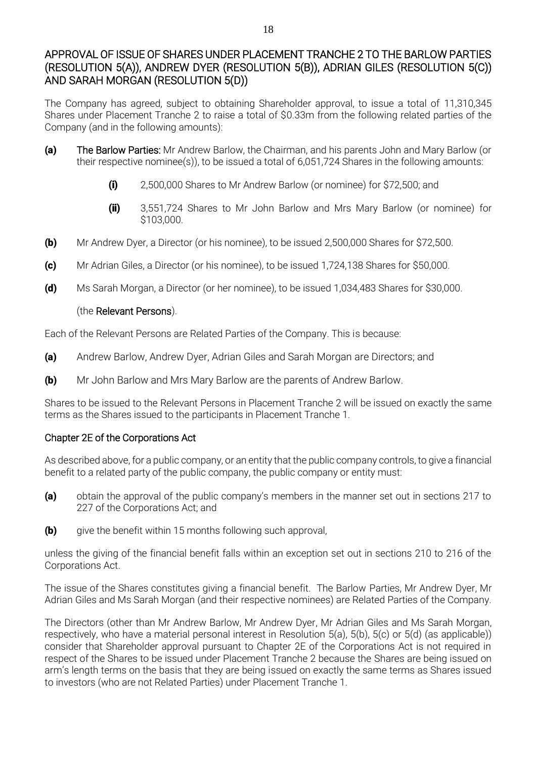## APPROVAL OF ISSUE OF SHARES UNDER PLACEMENT TRANCHE 2 TO THE BARLOW PARTIES (RESOLUTION 5(A)), ANDREW DYER (RESOLUTION 5(B)), ADRIAN GILES (RESOLUTION 5(C)) AND SARAH MORGAN (RESOLUTION 5(D))

The Company has agreed, subject to obtaining Shareholder approval, to issue a total of 11,310,345 Shares under Placement Tranche 2 to raise a total of $0.33m from the following related parties of the Company (and in the following amounts):

**(a)** **The Barlow Parties:** Mr Andrew Barlow, the Chairman, and his parents John and Mary Barlow (or their respective nominee(s)), to be issued a total of 6,051,724 Shares in the following amounts:

> **(i)** 2,500,000 Shares to Mr Andrew Barlow (or nominee) for $72,500; and
>
> **(ii)** 3,551,724 Shares to Mr John Barlow and Mrs Mary Barlow (or nominee) for $103,000.

**(b)** Mr Andrew Dyer, a Director (or his nominee), to be issued 2,500,000 Shares for $72,500.

**(c)** Mr Adrian Giles, a Director (or his nominee), to be issued 1,724,138 Shares for $50,000.

**(d)** Ms Sarah Morgan, a Director (or her nominee), to be issued 1,034,483 Shares for $30,000.

(the **Relevant Persons**).

Each of the Relevant Persons are Related Parties of the Company. This is because:

**(a)** Andrew Barlow, Andrew Dyer, Adrian Giles and Sarah Morgan are Directors; and

**(b)** Mr John Barlow and Mrs Mary Barlow are the parents of Andrew Barlow.

Shares to be issued to the Relevant Persons in Placement Tranche 2 will be issued on exactly the same terms as the Shares issued to the participants in Placement Tranche 1.

### Chapter 2E of the Corporations Act

As described above, for a public company, or an entity that the public company controls, to give a financial benefit to a related party of the public company, the public company or entity must:

**(a)** obtain the approval of the public company's members in the manner set out in sections 217 to 227 of the Corporations Act; and

**(b)** give the benefit within 15 months following such approval,

unless the giving of the financial benefit falls within an exception set out in sections 210 to 216 of the Corporations Act.

The issue of the Shares constitutes giving a financial benefit. The Barlow Parties, Mr Andrew Dyer, Mr Adrian Giles and Ms Sarah Morgan (and their respective nominees) are Related Parties of the Company.

The Directors (other than Mr Andrew Barlow, Mr Andrew Dyer, Mr Adrian Giles and Ms Sarah Morgan, respectively, who have a material personal interest in Resolution 5(a), 5(b), 5(c) or 5(d) (as applicable)) consider that Shareholder approval pursuant to Chapter 2E of the Corporations Act is not required in respect of the Shares to be issued under Placement Tranche 2 because the Shares are being issued on arm's length terms on the basis that they are being issued on exactly the same terms as Shares issued to investors (who are not Related Parties) under Placement Tranche 1.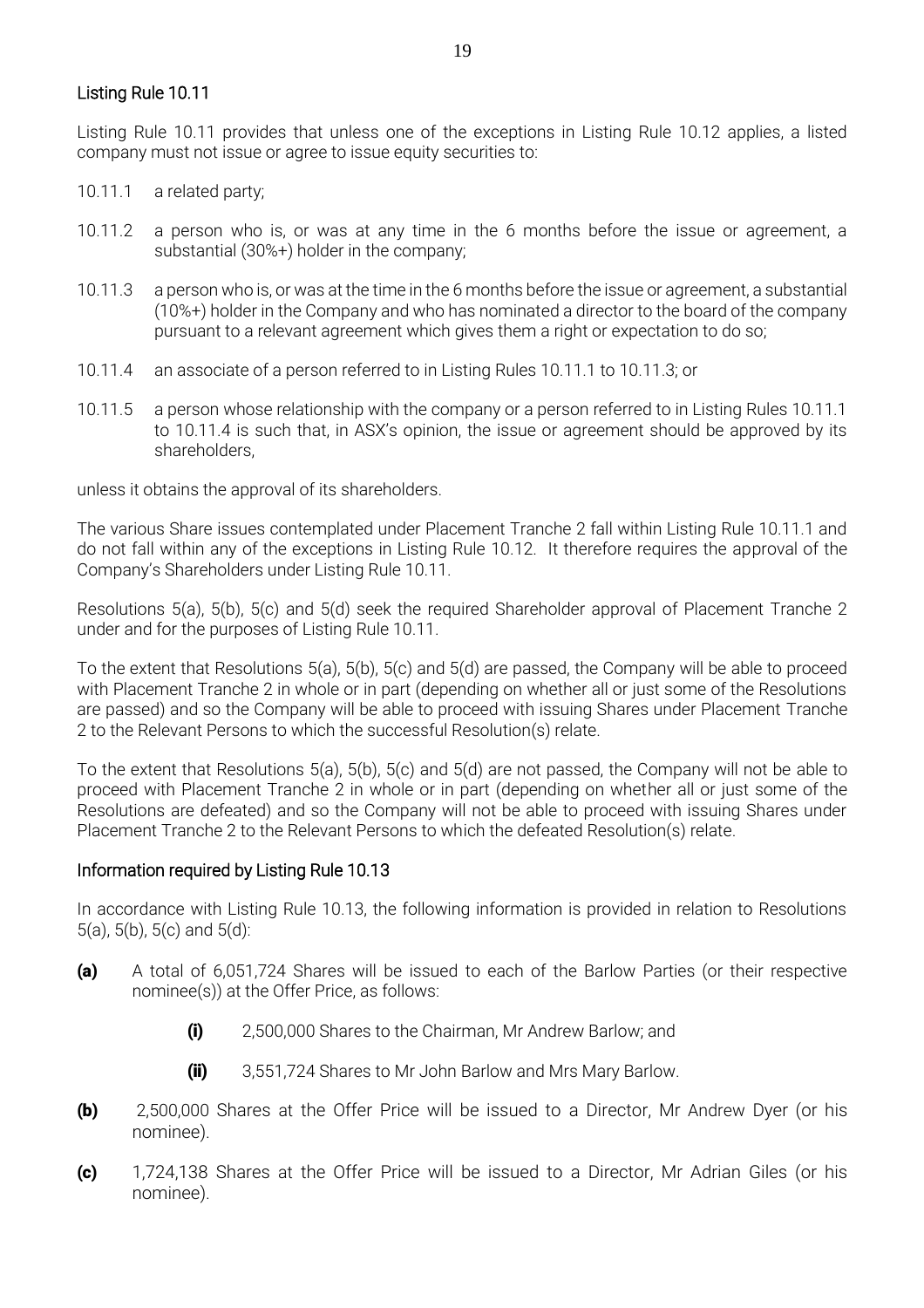## Listing Rule 10.11

Listing Rule 10.11 provides that unless one of the exceptions in Listing Rule 10.12 applies, a listed company must not issue or agree to issue equity securities to:

10.11.1 a related party;

10.11.2 a person who is, or was at any time in the 6 months before the issue or agreement, a substantial (30%+) holder in the company;

10.11.3 a person who is, or was at the time in the 6 months before the issue or agreement, a substantial (10%+) holder in the Company and who has nominated a director to the board of the company pursuant to a relevant agreement which gives them a right or expectation to do so;

10.11.4 an associate of a person referred to in Listing Rules 10.11.1 to 10.11.3; or

10.11.5 a person whose relationship with the company or a person referred to in Listing Rules 10.11.1 to 10.11.4 is such that, in ASX's opinion, the issue or agreement should be approved by its shareholders,

unless it obtains the approval of its shareholders.

The various Share issues contemplated under Placement Tranche 2 fall within Listing Rule 10.11.1 and do not fall within any of the exceptions in Listing Rule 10.12. It therefore requires the approval of the Company's Shareholders under Listing Rule 10.11.

Resolutions 5(a), 5(b), 5(c) and 5(d) seek the required Shareholder approval of Placement Tranche 2 under and for the purposes of Listing Rule 10.11.

To the extent that Resolutions 5(a), 5(b), 5(c) and 5(d) are passed, the Company will be able to proceed with Placement Tranche 2 in whole or in part (depending on whether all or just some of the Resolutions are passed) and so the Company will be able to proceed with issuing Shares under Placement Tranche 2 to the Relevant Persons to which the successful Resolution(s) relate.

To the extent that Resolutions 5(a), 5(b), 5(c) and 5(d) are not passed, the Company will not be able to proceed with Placement Tranche 2 in whole or in part (depending on whether all or just some of the Resolutions are defeated) and so the Company will not be able to proceed with issuing Shares under Placement Tranche 2 to the Relevant Persons to which the defeated Resolution(s) relate.

## Information required by Listing Rule 10.13

In accordance with Listing Rule 10.13, the following information is provided in relation to Resolutions 5(a), 5(b), 5(c) and 5(d):

**(a)** A total of 6,051,724 Shares will be issued to each of the Barlow Parties (or their respective nominee(s)) at the Offer Price, as follows:

  **(i)** 2,500,000 Shares to the Chairman, Mr Andrew Barlow; and

  **(ii)** 3,551,724 Shares to Mr John Barlow and Mrs Mary Barlow.

**(b)** 2,500,000 Shares at the Offer Price will be issued to a Director, Mr Andrew Dyer (or his nominee).

**(c)** 1,724,138 Shares at the Offer Price will be issued to a Director, Mr Adrian Giles (or his nominee).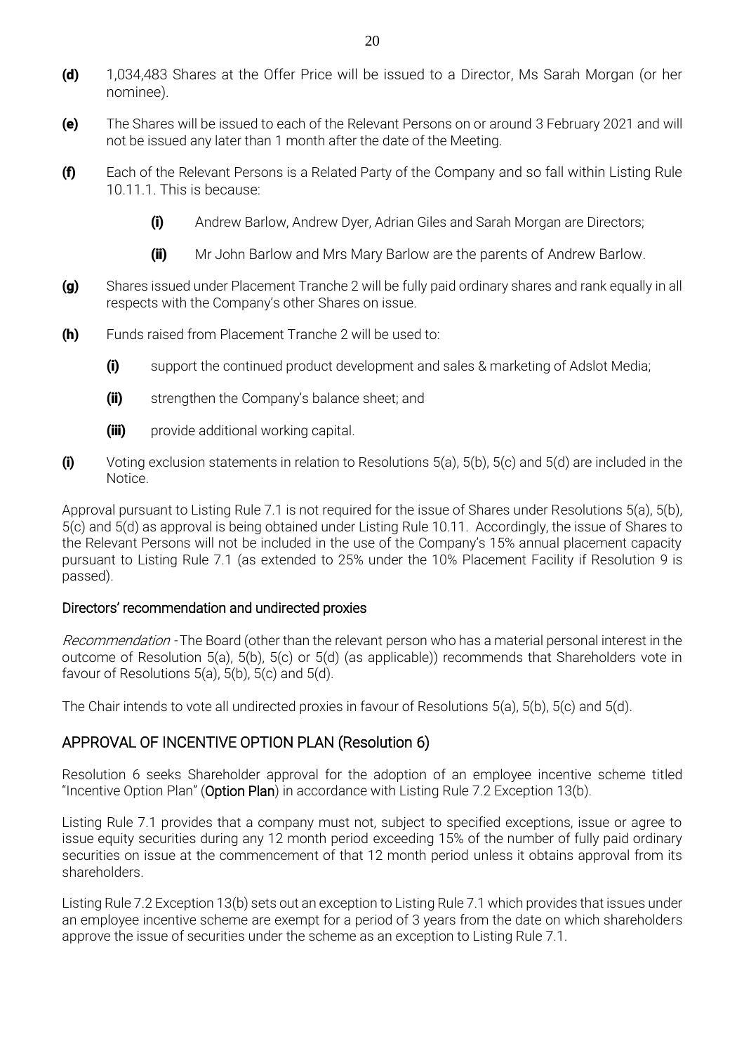**(d)** 1,034,483 Shares at the Offer Price will be issued to a Director, Ms Sarah Morgan (or her nominee).

**(e)** The Shares will be issued to each of the Relevant Persons on or around 3 February 2021 and will not be issued any later than 1 month after the date of the Meeting.

**(f)** Each of the Relevant Persons is a Related Party of the Company and so fall within Listing Rule 10.11.1. This is because:

> **(i)** Andrew Barlow, Andrew Dyer, Adrian Giles and Sarah Morgan are Directors;
>
> **(ii)** Mr John Barlow and Mrs Mary Barlow are the parents of Andrew Barlow.

**(g)** Shares issued under Placement Tranche 2 will be fully paid ordinary shares and rank equally in all respects with the Company's other Shares on issue.

**(h)** Funds raised from Placement Tranche 2 will be used to:

> **(i)** support the continued product development and sales & marketing of Adslot Media;
>
> **(ii)** strengthen the Company's balance sheet; and
>
> **(iii)** provide additional working capital.

**(i)** Voting exclusion statements in relation to Resolutions 5(a), 5(b), 5(c) and 5(d) are included in the Notice.

Approval pursuant to Listing Rule 7.1 is not required for the issue of Shares under Resolutions 5(a), 5(b), 5(c) and 5(d) as approval is being obtained under Listing Rule 10.11. Accordingly, the issue of Shares to the Relevant Persons will not be included in the use of the Company's 15% annual placement capacity pursuant to Listing Rule 7.1 (as extended to 25% under the 10% Placement Facility if Resolution 9 is passed).

### Directors' recommendation and undirected proxies

*Recommendation* - The Board (other than the relevant person who has a material personal interest in the outcome of Resolution 5(a), 5(b), 5(c) or 5(d) (as applicable)) recommends that Shareholders vote in favour of Resolutions 5(a), 5(b), 5(c) and 5(d).

The Chair intends to vote all undirected proxies in favour of Resolutions 5(a), 5(b), 5(c) and 5(d).

## APPROVAL OF INCENTIVE OPTION PLAN (Resolution 6)

Resolution 6 seeks Shareholder approval for the adoption of an employee incentive scheme titled "Incentive Option Plan" (**Option Plan**) in accordance with Listing Rule 7.2 Exception 13(b).

Listing Rule 7.1 provides that a company must not, subject to specified exceptions, issue or agree to issue equity securities during any 12 month period exceeding 15% of the number of fully paid ordinary securities on issue at the commencement of that 12 month period unless it obtains approval from its shareholders.

Listing Rule 7.2 Exception 13(b) sets out an exception to Listing Rule 7.1 which provides that issues under an employee incentive scheme are exempt for a period of 3 years from the date on which shareholders approve the issue of securities under the scheme as an exception to Listing Rule 7.1.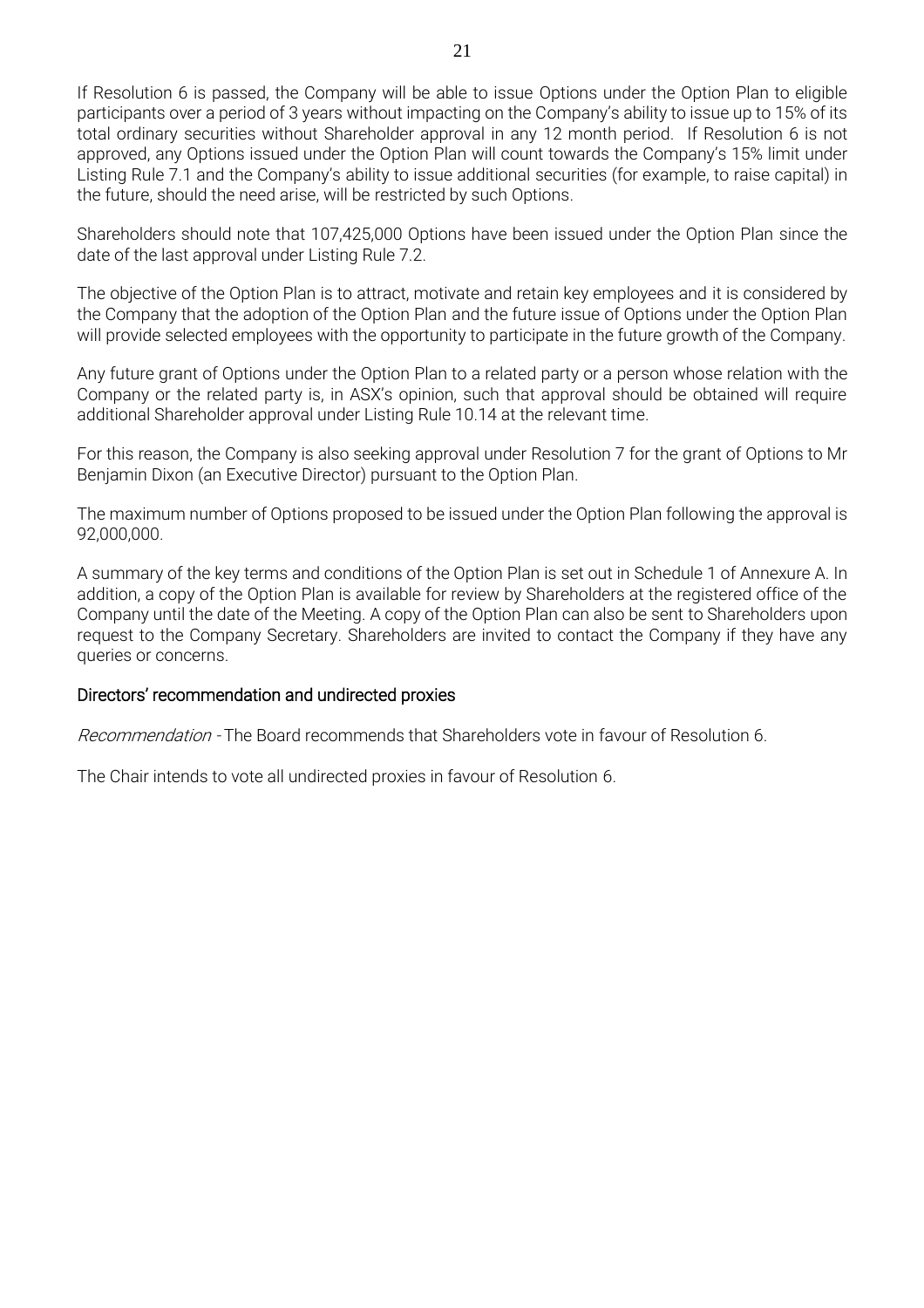If Resolution 6 is passed, the Company will be able to issue Options under the Option Plan to eligible participants over a period of 3 years without impacting on the Company's ability to issue up to 15% of its total ordinary securities without Shareholder approval in any 12 month period. If Resolution 6 is not approved, any Options issued under the Option Plan will count towards the Company's 15% limit under Listing Rule 7.1 and the Company's ability to issue additional securities (for example, to raise capital) in the future, should the need arise, will be restricted by such Options.

Shareholders should note that 107,425,000 Options have been issued under the Option Plan since the date of the last approval under Listing Rule 7.2.

The objective of the Option Plan is to attract, motivate and retain key employees and it is considered by the Company that the adoption of the Option Plan and the future issue of Options under the Option Plan will provide selected employees with the opportunity to participate in the future growth of the Company.

Any future grant of Options under the Option Plan to a related party or a person whose relation with the Company or the related party is, in ASX's opinion, such that approval should be obtained will require additional Shareholder approval under Listing Rule 10.14 at the relevant time.

For this reason, the Company is also seeking approval under Resolution 7 for the grant of Options to Mr Benjamin Dixon (an Executive Director) pursuant to the Option Plan.

The maximum number of Options proposed to be issued under the Option Plan following the approval is 92,000,000.

A summary of the key terms and conditions of the Option Plan is set out in Schedule 1 of Annexure A. In addition, a copy of the Option Plan is available for review by Shareholders at the registered office of the Company until the date of the Meeting. A copy of the Option Plan can also be sent to Shareholders upon request to the Company Secretary. Shareholders are invited to contact the Company if they have any queries or concerns.

## Directors' recommendation and undirected proxies

*Recommendation* - The Board recommends that Shareholders vote in favour of Resolution 6.

The Chair intends to vote all undirected proxies in favour of Resolution 6.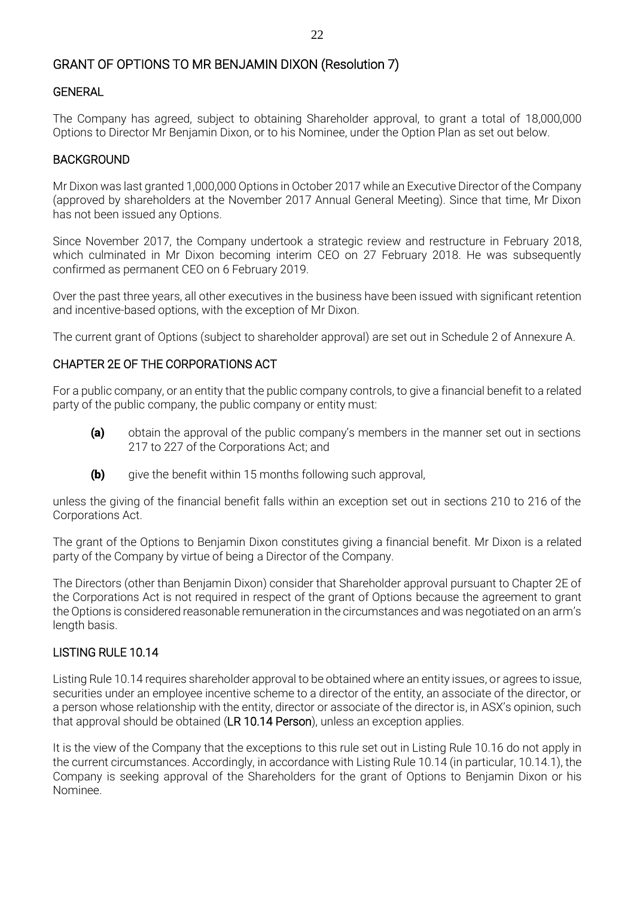## GRANT OF OPTIONS TO MR BENJAMIN DIXON (Resolution 7)

### GENERAL

The Company has agreed, subject to obtaining Shareholder approval, to grant a total of 18,000,000 Options to Director Mr Benjamin Dixon, or to his Nominee, under the Option Plan as set out below.

### BACKGROUND

Mr Dixon was last granted 1,000,000 Options in October 2017 while an Executive Director of the Company (approved by shareholders at the November 2017 Annual General Meeting). Since that time, Mr Dixon has not been issued any Options.

Since November 2017, the Company undertook a strategic review and restructure in February 2018, which culminated in Mr Dixon becoming interim CEO on 27 February 2018. He was subsequently confirmed as permanent CEO on 6 February 2019.

Over the past three years, all other executives in the business have been issued with significant retention and incentive-based options, with the exception of Mr Dixon.

The current grant of Options (subject to shareholder approval) are set out in Schedule 2 of Annexure A.

### CHAPTER 2E OF THE CORPORATIONS ACT

For a public company, or an entity that the public company controls, to give a financial benefit to a related party of the public company, the public company or entity must:

- **(a)** obtain the approval of the public company's members in the manner set out in sections 217 to 227 of the Corporations Act; and
- **(b)** give the benefit within 15 months following such approval,

unless the giving of the financial benefit falls within an exception set out in sections 210 to 216 of the Corporations Act.

The grant of the Options to Benjamin Dixon constitutes giving a financial benefit. Mr Dixon is a related party of the Company by virtue of being a Director of the Company.

The Directors (other than Benjamin Dixon) consider that Shareholder approval pursuant to Chapter 2E of the Corporations Act is not required in respect of the grant of Options because the agreement to grant the Options is considered reasonable remuneration in the circumstances and was negotiated on an arm's length basis.

### LISTING RULE 10.14

Listing Rule 10.14 requires shareholder approval to be obtained where an entity issues, or agrees to issue, securities under an employee incentive scheme to a director of the entity, an associate of the director, or a person whose relationship with the entity, director or associate of the director is, in ASX's opinion, such that approval should be obtained (**LR 10.14 Person**), unless an exception applies.

It is the view of the Company that the exceptions to this rule set out in Listing Rule 10.16 do not apply in the current circumstances. Accordingly, in accordance with Listing Rule 10.14 (in particular, 10.14.1), the Company is seeking approval of the Shareholders for the grant of Options to Benjamin Dixon or his Nominee.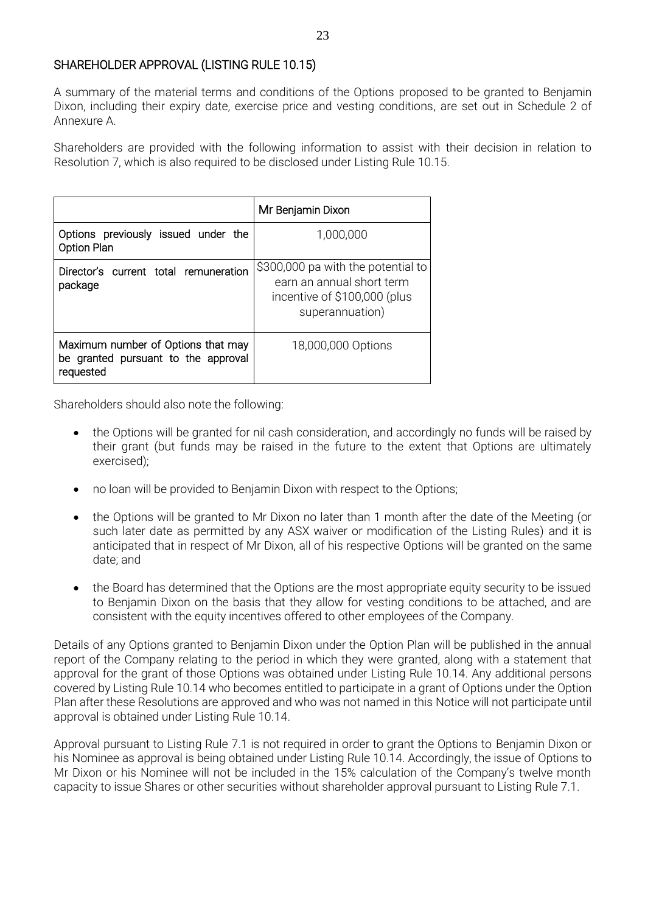## SHAREHOLDER APPROVAL (LISTING RULE 10.15)

A summary of the material terms and conditions of the Options proposed to be granted to Benjamin Dixon, including their expiry date, exercise price and vesting conditions, are set out in Schedule 2 of Annexure A.

Shareholders are provided with the following information to assist with their decision in relation to Resolution 7, which is also required to be disclosed under Listing Rule 10.15.

| | Mr Benjamin Dixon |
|---|---|
| Options previously issued under the Option Plan | 1,000,000 |
| Director's current total remuneration package | $300,000 pa with the potential to earn an annual short term incentive of $100,000 (plus superannuation) |
| Maximum number of Options that may be granted pursuant to the approval requested | 18,000,000 Options |

Shareholders should also note the following:

- the Options will be granted for nil cash consideration, and accordingly no funds will be raised by their grant (but funds may be raised in the future to the extent that Options are ultimately exercised);
- no loan will be provided to Benjamin Dixon with respect to the Options;
- the Options will be granted to Mr Dixon no later than 1 month after the date of the Meeting (or such later date as permitted by any ASX waiver or modification of the Listing Rules) and it is anticipated that in respect of Mr Dixon, all of his respective Options will be granted on the same date; and
- the Board has determined that the Options are the most appropriate equity security to be issued to Benjamin Dixon on the basis that they allow for vesting conditions to be attached, and are consistent with the equity incentives offered to other employees of the Company.

Details of any Options granted to Benjamin Dixon under the Option Plan will be published in the annual report of the Company relating to the period in which they were granted, along with a statement that approval for the grant of those Options was obtained under Listing Rule 10.14. Any additional persons covered by Listing Rule 10.14 who becomes entitled to participate in a grant of Options under the Option Plan after these Resolutions are approved and who was not named in this Notice will not participate until approval is obtained under Listing Rule 10.14.

Approval pursuant to Listing Rule 7.1 is not required in order to grant the Options to Benjamin Dixon or his Nominee as approval is being obtained under Listing Rule 10.14. Accordingly, the issue of Options to Mr Dixon or his Nominee will not be included in the 15% calculation of the Company's twelve month capacity to issue Shares or other securities without shareholder approval pursuant to Listing Rule 7.1.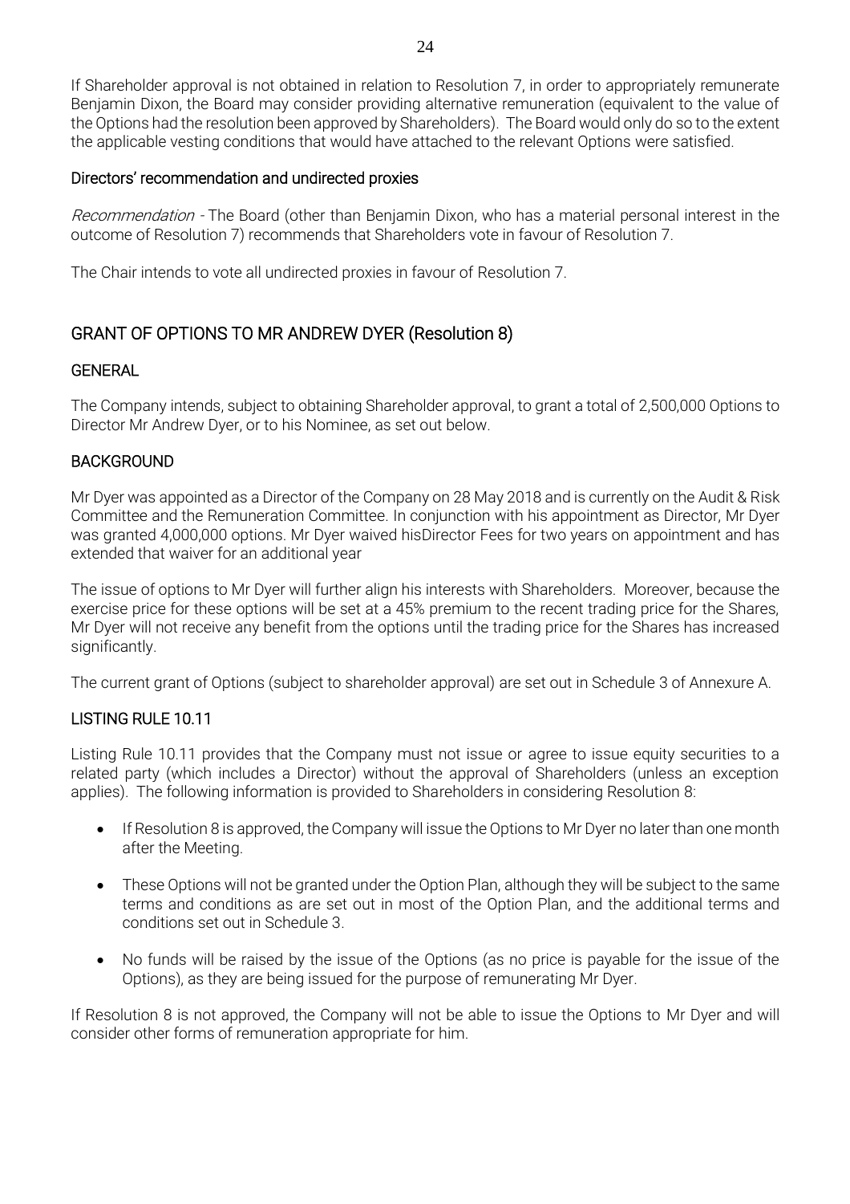If Shareholder approval is not obtained in relation to Resolution 7, in order to appropriately remunerate Benjamin Dixon, the Board may consider providing alternative remuneration (equivalent to the value of the Options had the resolution been approved by Shareholders). The Board would only do so to the extent the applicable vesting conditions that would have attached to the relevant Options were satisfied.

### Directors' recommendation and undirected proxies

*Recommendation* - The Board (other than Benjamin Dixon, who has a material personal interest in the outcome of Resolution 7) recommends that Shareholders vote in favour of Resolution 7.

The Chair intends to vote all undirected proxies in favour of Resolution 7.

## GRANT OF OPTIONS TO MR ANDREW DYER (Resolution 8)

### GENERAL

The Company intends, subject to obtaining Shareholder approval, to grant a total of 2,500,000 Options to Director Mr Andrew Dyer, or to his Nominee, as set out below.

### BACKGROUND

Mr Dyer was appointed as a Director of the Company on 28 May 2018 and is currently on the Audit & Risk Committee and the Remuneration Committee. In conjunction with his appointment as Director, Mr Dyer was granted 4,000,000 options. Mr Dyer waived hisDirector Fees for two years on appointment and has extended that waiver for an additional year

The issue of options to Mr Dyer will further align his interests with Shareholders. Moreover, because the exercise price for these options will be set at a 45% premium to the recent trading price for the Shares, Mr Dyer will not receive any benefit from the options until the trading price for the Shares has increased significantly.

The current grant of Options (subject to shareholder approval) are set out in Schedule 3 of Annexure A.

### LISTING RULE 10.11

Listing Rule 10.11 provides that the Company must not issue or agree to issue equity securities to a related party (which includes a Director) without the approval of Shareholders (unless an exception applies). The following information is provided to Shareholders in considering Resolution 8:

- If Resolution 8 is approved, the Company will issue the Options to Mr Dyer no later than one month after the Meeting.
- These Options will not be granted under the Option Plan, although they will be subject to the same terms and conditions as are set out in most of the Option Plan, and the additional terms and conditions set out in Schedule 3.
- No funds will be raised by the issue of the Options (as no price is payable for the issue of the Options), as they are being issued for the purpose of remunerating Mr Dyer.

If Resolution 8 is not approved, the Company will not be able to issue the Options to Mr Dyer and will consider other forms of remuneration appropriate for him.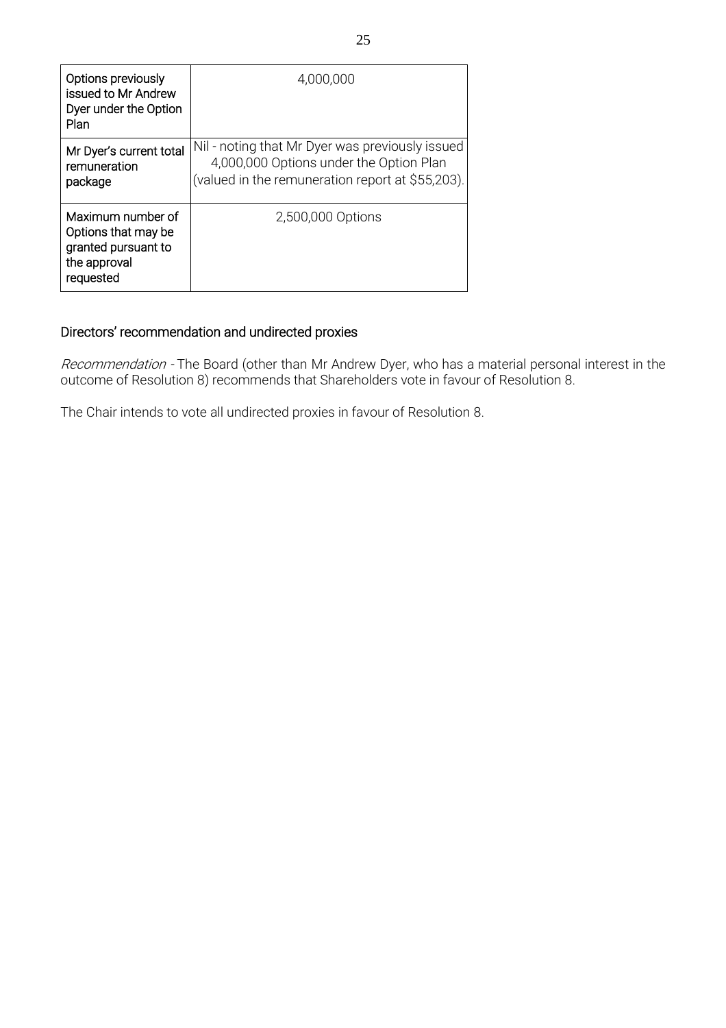| | |
|---|---|
| Options previously issued to Mr Andrew Dyer under the Option Plan | 4,000,000 |
| Mr Dyer's current total remuneration package | Nil - noting that Mr Dyer was previously issued 4,000,000 Options under the Option Plan (valued in the remuneration report at $55,203). |
| Maximum number of Options that may be granted pursuant to the approval requested | 2,500,000 Options |

## Directors' recommendation and undirected proxies

*Recommendation* - The Board (other than Mr Andrew Dyer, who has a material personal interest in the outcome of Resolution 8) recommends that Shareholders vote in favour of Resolution 8.

The Chair intends to vote all undirected proxies in favour of Resolution 8.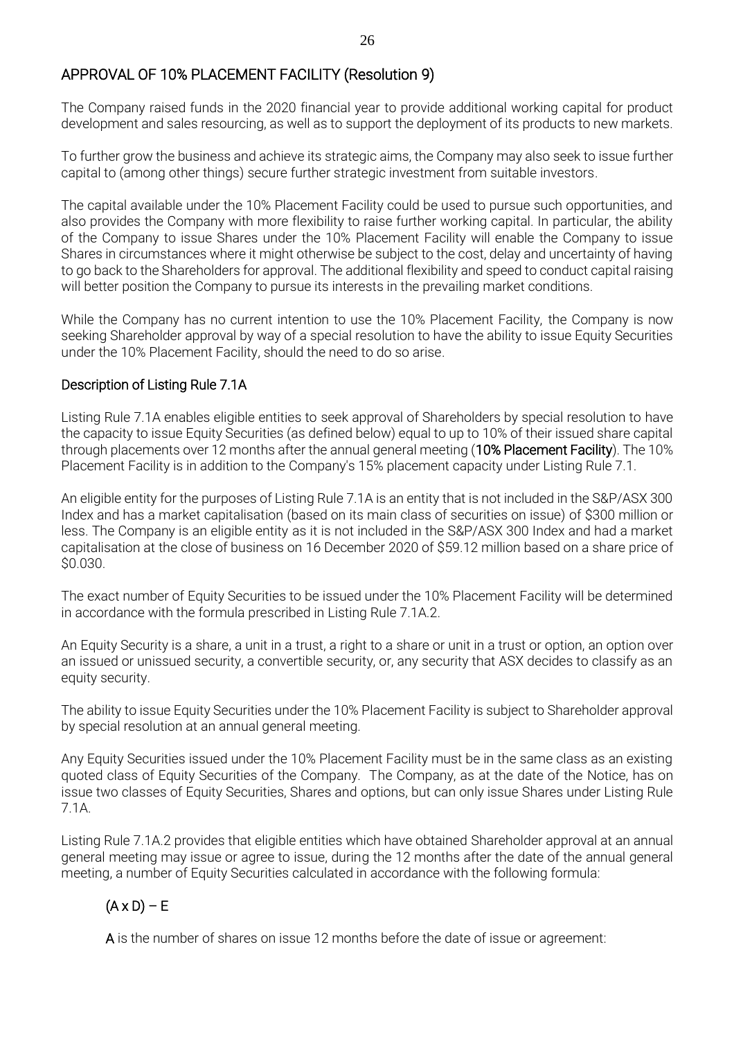## APPROVAL OF 10% PLACEMENT FACILITY (Resolution 9)

The Company raised funds in the 2020 financial year to provide additional working capital for product development and sales resourcing, as well as to support the deployment of its products to new markets.

To further grow the business and achieve its strategic aims, the Company may also seek to issue further capital to (among other things) secure further strategic investment from suitable investors.

The capital available under the 10% Placement Facility could be used to pursue such opportunities, and also provides the Company with more flexibility to raise further working capital. In particular, the ability of the Company to issue Shares under the 10% Placement Facility will enable the Company to issue Shares in circumstances where it might otherwise be subject to the cost, delay and uncertainty of having to go back to the Shareholders for approval. The additional flexibility and speed to conduct capital raising will better position the Company to pursue its interests in the prevailing market conditions.

While the Company has no current intention to use the 10% Placement Facility, the Company is now seeking Shareholder approval by way of a special resolution to have the ability to issue Equity Securities under the 10% Placement Facility, should the need to do so arise.

### Description of Listing Rule 7.1A

Listing Rule 7.1A enables eligible entities to seek approval of Shareholders by special resolution to have the capacity to issue Equity Securities (as defined below) equal to up to 10% of their issued share capital through placements over 12 months after the annual general meeting (**10% Placement Facility**). The 10% Placement Facility is in addition to the Company's 15% placement capacity under Listing Rule 7.1.

An eligible entity for the purposes of Listing Rule 7.1A is an entity that is not included in the S&P/ASX 300 Index and has a market capitalisation (based on its main class of securities on issue) of $300 million or less. The Company is an eligible entity as it is not included in the S&P/ASX 300 Index and had a market capitalisation at the close of business on 16 December 2020 of $59.12 million based on a share price of $0.030.

The exact number of Equity Securities to be issued under the 10% Placement Facility will be determined in accordance with the formula prescribed in Listing Rule 7.1A.2.

An Equity Security is a share, a unit in a trust, a right to a share or unit in a trust or option, an option over an issued or unissued security, a convertible security, or, any security that ASX decides to classify as an equity security.

The ability to issue Equity Securities under the 10% Placement Facility is subject to Shareholder approval by special resolution at an annual general meeting.

Any Equity Securities issued under the 10% Placement Facility must be in the same class as an existing quoted class of Equity Securities of the Company. The Company, as at the date of the Notice, has on issue two classes of Equity Securities, Shares and options, but can only issue Shares under Listing Rule 7.1A.

Listing Rule 7.1A.2 provides that eligible entities which have obtained Shareholder approval at an annual general meeting may issue or agree to issue, during the 12 months after the date of the annual general meeting, a number of Equity Securities calculated in accordance with the following formula:

$$(A \times D) - E$$

**A** is the number of shares on issue 12 months before the date of issue or agreement: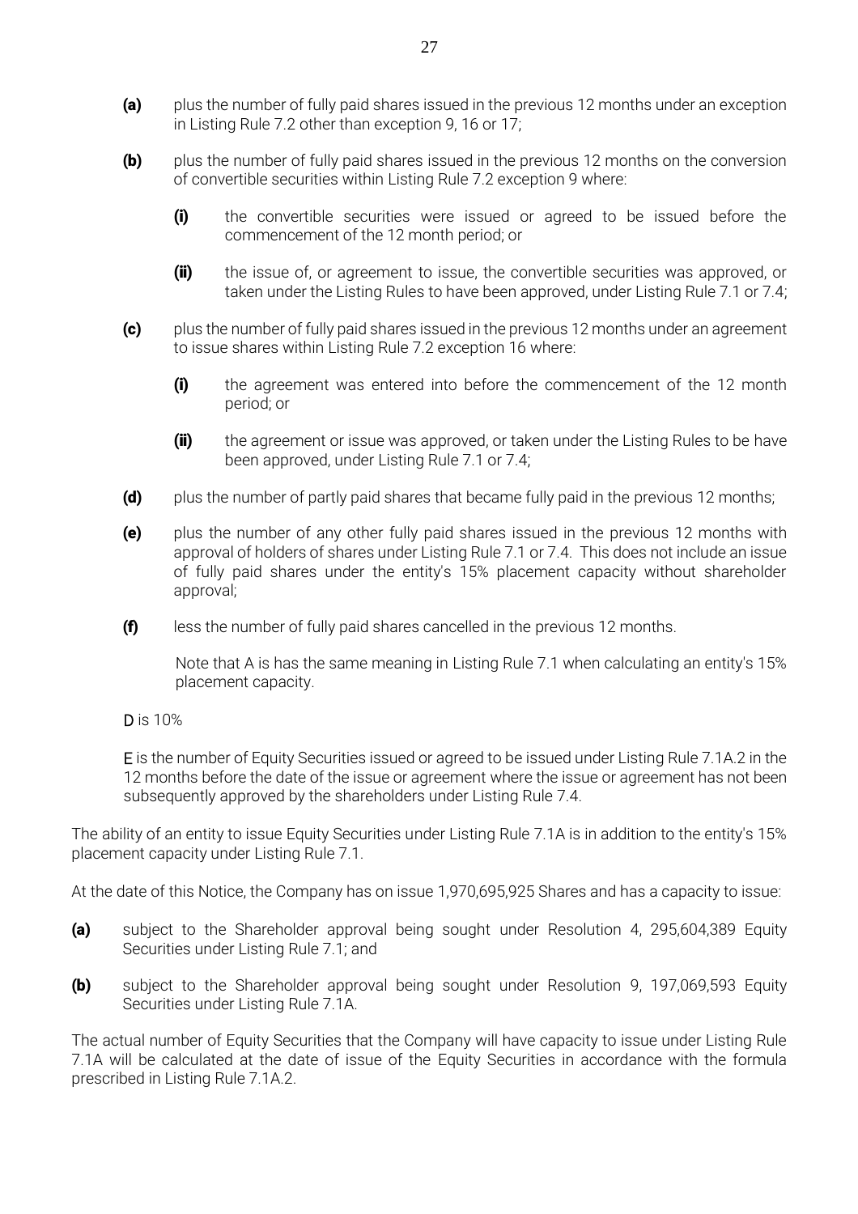**(a)** plus the number of fully paid shares issued in the previous 12 months under an exception in Listing Rule 7.2 other than exception 9, 16 or 17;

**(b)** plus the number of fully paid shares issued in the previous 12 months on the conversion of convertible securities within Listing Rule 7.2 exception 9 where:

- **(i)** the convertible securities were issued or agreed to be issued before the commencement of the 12 month period; or
- **(ii)** the issue of, or agreement to issue, the convertible securities was approved, or taken under the Listing Rules to have been approved, under Listing Rule 7.1 or 7.4;

**(c)** plus the number of fully paid shares issued in the previous 12 months under an agreement to issue shares within Listing Rule 7.2 exception 16 where:

- **(i)** the agreement was entered into before the commencement of the 12 month period; or
- **(ii)** the agreement or issue was approved, or taken under the Listing Rules to be have been approved, under Listing Rule 7.1 or 7.4;

**(d)** plus the number of partly paid shares that became fully paid in the previous 12 months;

**(e)** plus the number of any other fully paid shares issued in the previous 12 months with approval of holders of shares under Listing Rule 7.1 or 7.4. This does not include an issue of fully paid shares under the entity's 15% placement capacity without shareholder approval;

**(f)** less the number of fully paid shares cancelled in the previous 12 months.

Note that A is has the same meaning in Listing Rule 7.1 when calculating an entity's 15% placement capacity.

**D** is 10%

**E** is the number of Equity Securities issued or agreed to be issued under Listing Rule 7.1A.2 in the 12 months before the date of the issue or agreement where the issue or agreement has not been subsequently approved by the shareholders under Listing Rule 7.4.

The ability of an entity to issue Equity Securities under Listing Rule 7.1A is in addition to the entity's 15% placement capacity under Listing Rule 7.1.

At the date of this Notice, the Company has on issue 1,970,695,925 Shares and has a capacity to issue:

**(a)** subject to the Shareholder approval being sought under Resolution 4, 295,604,389 Equity Securities under Listing Rule 7.1; and

**(b)** subject to the Shareholder approval being sought under Resolution 9, 197,069,593 Equity Securities under Listing Rule 7.1A.

The actual number of Equity Securities that the Company will have capacity to issue under Listing Rule 7.1A will be calculated at the date of issue of the Equity Securities in accordance with the formula prescribed in Listing Rule 7.1A.2.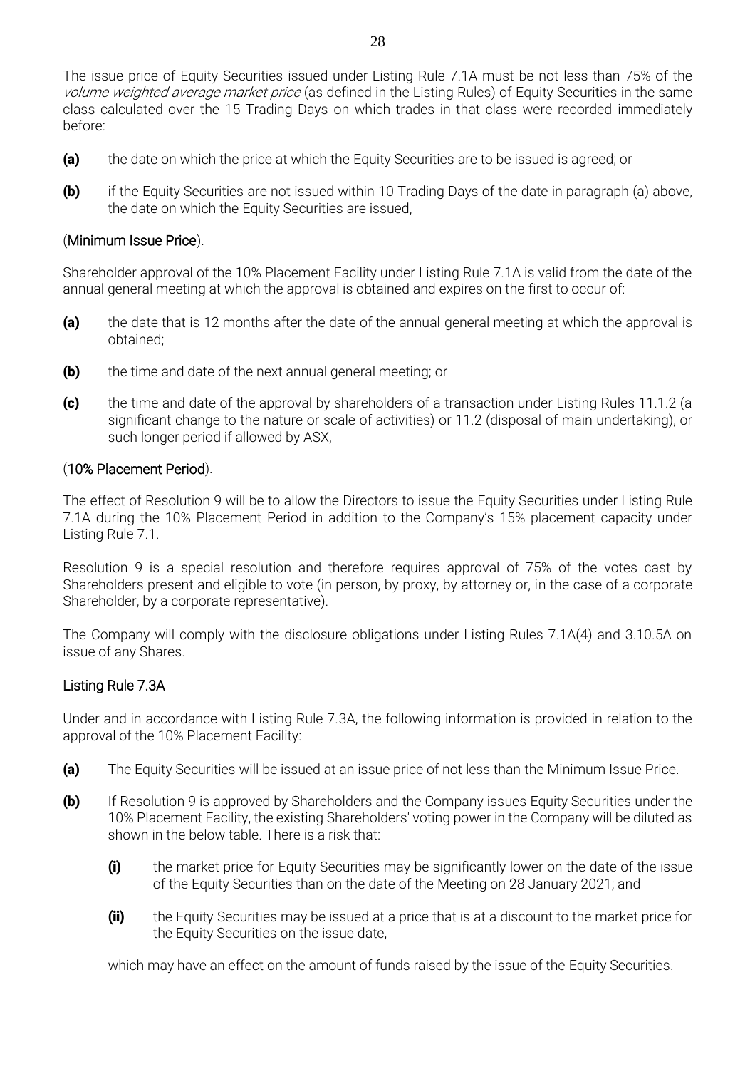The issue price of Equity Securities issued under Listing Rule 7.1A must be not less than 75% of the *volume weighted average market price* (as defined in the Listing Rules) of Equity Securities in the same class calculated over the 15 Trading Days on which trades in that class were recorded immediately before:

**(a)** the date on which the price at which the Equity Securities are to be issued is agreed; or

**(b)** if the Equity Securities are not issued within 10 Trading Days of the date in paragraph (a) above, the date on which the Equity Securities are issued,

(**Minimum Issue Price**).

Shareholder approval of the 10% Placement Facility under Listing Rule 7.1A is valid from the date of the annual general meeting at which the approval is obtained and expires on the first to occur of:

**(a)** the date that is 12 months after the date of the annual general meeting at which the approval is obtained;

**(b)** the time and date of the next annual general meeting; or

**(c)** the time and date of the approval by shareholders of a transaction under Listing Rules 11.1.2 (a significant change to the nature or scale of activities) or 11.2 (disposal of main undertaking), or such longer period if allowed by ASX,

(**10% Placement Period**).

The effect of Resolution 9 will be to allow the Directors to issue the Equity Securities under Listing Rule 7.1A during the 10% Placement Period in addition to the Company's 15% placement capacity under Listing Rule 7.1.

Resolution 9 is a special resolution and therefore requires approval of 75% of the votes cast by Shareholders present and eligible to vote (in person, by proxy, by attorney or, in the case of a corporate Shareholder, by a corporate representative).

The Company will comply with the disclosure obligations under Listing Rules 7.1A(4) and 3.10.5A on issue of any Shares.

## Listing Rule 7.3A

Under and in accordance with Listing Rule 7.3A, the following information is provided in relation to the approval of the 10% Placement Facility:

**(a)** The Equity Securities will be issued at an issue price of not less than the Minimum Issue Price.

**(b)** If Resolution 9 is approved by Shareholders and the Company issues Equity Securities under the 10% Placement Facility, the existing Shareholders' voting power in the Company will be diluted as shown in the below table. There is a risk that:

- **(i)** the market price for Equity Securities may be significantly lower on the date of the issue of the Equity Securities than on the date of the Meeting on 28 January 2021; and

- **(ii)** the Equity Securities may be issued at a price that is at a discount to the market price for the Equity Securities on the issue date,

which may have an effect on the amount of funds raised by the issue of the Equity Securities.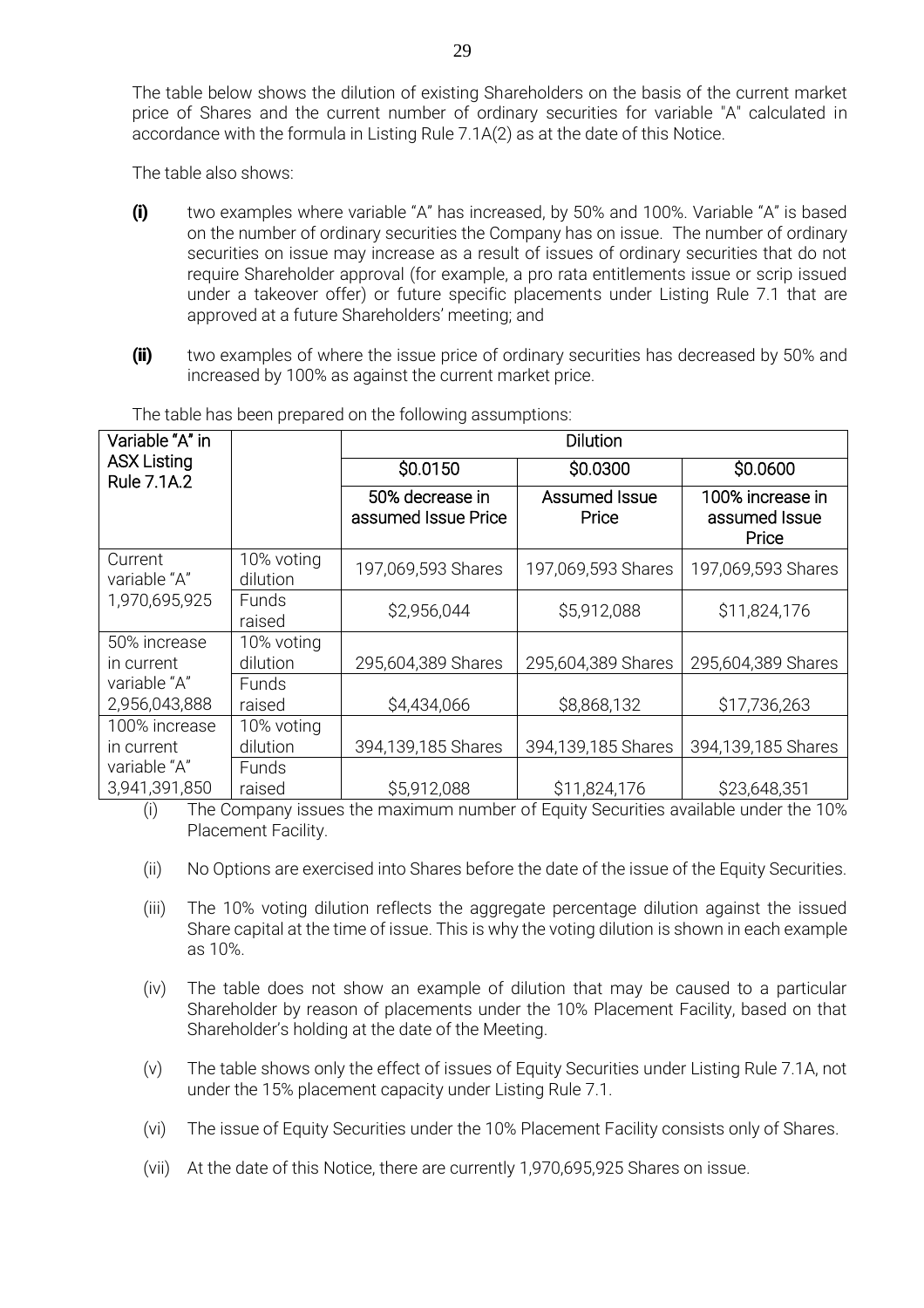The table below shows the dilution of existing Shareholders on the basis of the current market price of Shares and the current number of ordinary securities for variable "A" calculated in accordance with the formula in Listing Rule 7.1A(2) as at the date of this Notice.

The table also shows:

**(i)** two examples where variable "A" has increased, by 50% and 100%. Variable "A" is based on the number of ordinary securities the Company has on issue. The number of ordinary securities on issue may increase as a result of issues of ordinary securities that do not require Shareholder approval (for example, a pro rata entitlements issue or scrip issued under a takeover offer) or future specific placements under Listing Rule 7.1 that are approved at a future Shareholders' meeting; and

**(ii)** two examples of where the issue price of ordinary securities has decreased by 50% and increased by 100% as against the current market price.

The table has been prepared on the following assumptions:

| Variable "A" in ASX Listing Rule 7.1A.2 | | Dilution | | |
|---|---|---|---|---|
| | | $0.0150 | $0.0300 | $0.0600 |
| | | 50% decrease in assumed Issue Price | Assumed Issue Price | 100% increase in assumed Issue Price |
| Current variable "A" 1,970,695,925 | 10% voting dilution | 197,069,593 Shares | 197,069,593 Shares | 197,069,593 Shares |
| | Funds raised | $2,956,044 | $5,912,088 | $11,824,176 |
| 50% increase in current variable "A" 2,956,043,888 | 10% voting dilution | 295,604,389 Shares | 295,604,389 Shares | 295,604,389 Shares |
| | Funds raised | $4,434,066 | $8,868,132 | $17,736,263 |
| 100% increase in current variable "A" 3,941,391,850 | 10% voting dilution | 394,139,185 Shares | 394,139,185 Shares | 394,139,185 Shares |
| | Funds raised | $5,912,088 | $11,824,176 | $23,648,351 |

(i) The Company issues the maximum number of Equity Securities available under the 10% Placement Facility.

(ii) No Options are exercised into Shares before the date of the issue of the Equity Securities.

(iii) The 10% voting dilution reflects the aggregate percentage dilution against the issued Share capital at the time of issue. This is why the voting dilution is shown in each example as 10%.

(iv) The table does not show an example of dilution that may be caused to a particular Shareholder by reason of placements under the 10% Placement Facility, based on that Shareholder's holding at the date of the Meeting.

(v) The table shows only the effect of issues of Equity Securities under Listing Rule 7.1A, not under the 15% placement capacity under Listing Rule 7.1.

(vi) The issue of Equity Securities under the 10% Placement Facility consists only of Shares.

(vii) At the date of this Notice, there are currently 1,970,695,925 Shares on issue.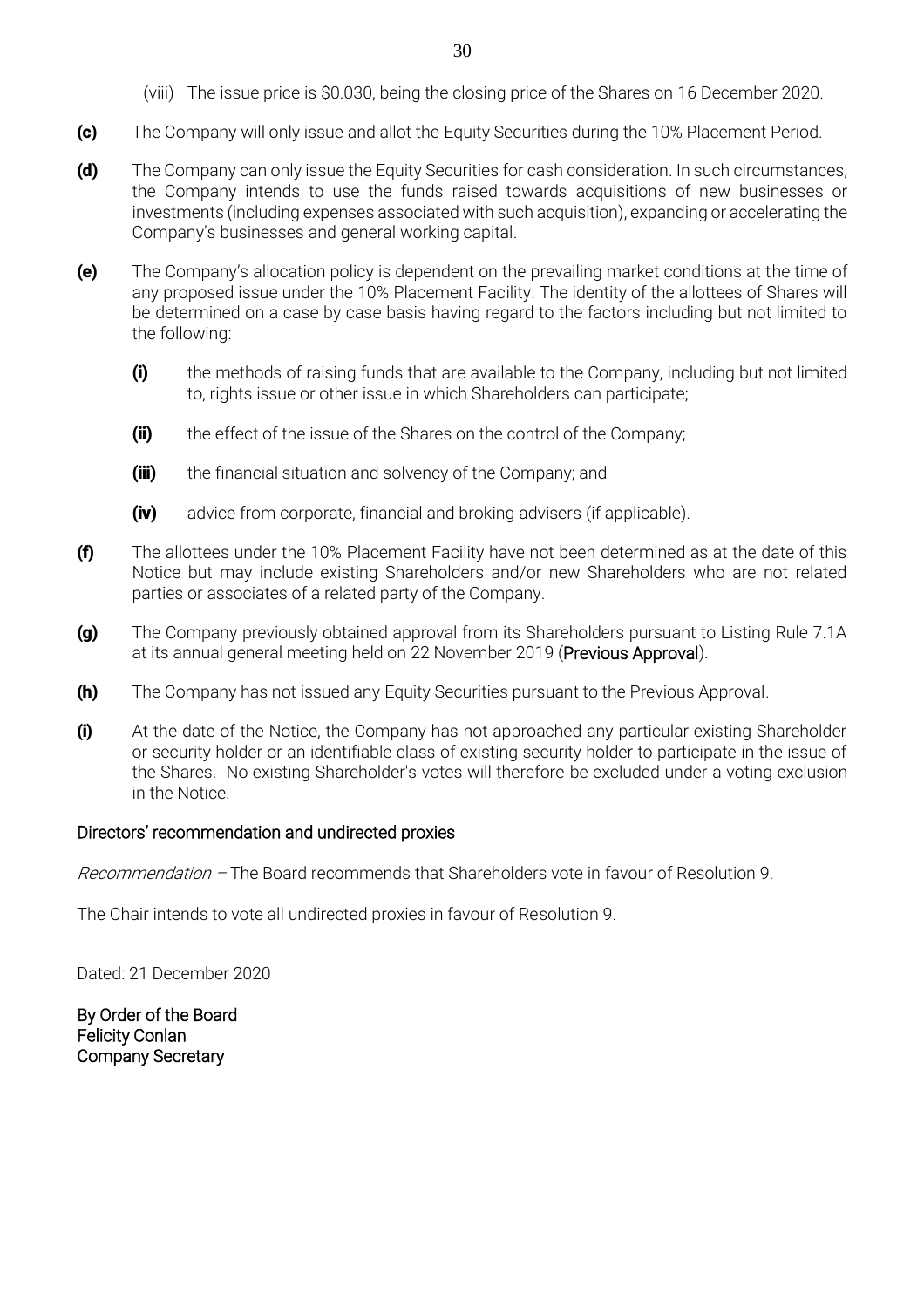(viii) The issue price is $0.030, being the closing price of the Shares on 16 December 2020.

**(c)** The Company will only issue and allot the Equity Securities during the 10% Placement Period.

**(d)** The Company can only issue the Equity Securities for cash consideration. In such circumstances, the Company intends to use the funds raised towards acquisitions of new businesses or investments (including expenses associated with such acquisition), expanding or accelerating the Company's businesses and general working capital.

**(e)** The Company's allocation policy is dependent on the prevailing market conditions at the time of any proposed issue under the 10% Placement Facility. The identity of the allottees of Shares will be determined on a case by case basis having regard to the factors including but not limited to the following:

**(i)** the methods of raising funds that are available to the Company, including but not limited to, rights issue or other issue in which Shareholders can participate;

**(ii)** the effect of the issue of the Shares on the control of the Company;

**(iii)** the financial situation and solvency of the Company; and

**(iv)** advice from corporate, financial and broking advisers (if applicable).

**(f)** The allottees under the 10% Placement Facility have not been determined as at the date of this Notice but may include existing Shareholders and/or new Shareholders who are not related parties or associates of a related party of the Company.

**(g)** The Company previously obtained approval from its Shareholders pursuant to Listing Rule 7.1A at its annual general meeting held on 22 November 2019 (**Previous Approval**).

**(h)** The Company has not issued any Equity Securities pursuant to the Previous Approval.

**(i)** At the date of the Notice, the Company has not approached any particular existing Shareholder or security holder or an identifiable class of existing security holder to participate in the issue of the Shares. No existing Shareholder's votes will therefore be excluded under a voting exclusion in the Notice.

## Directors' recommendation and undirected proxies

*Recommendation* – The Board recommends that Shareholders vote in favour of Resolution 9.

The Chair intends to vote all undirected proxies in favour of Resolution 9.

Dated: 21 December 2020

**By Order of the Board**
**Felicity Conlan**
**Company Secretary**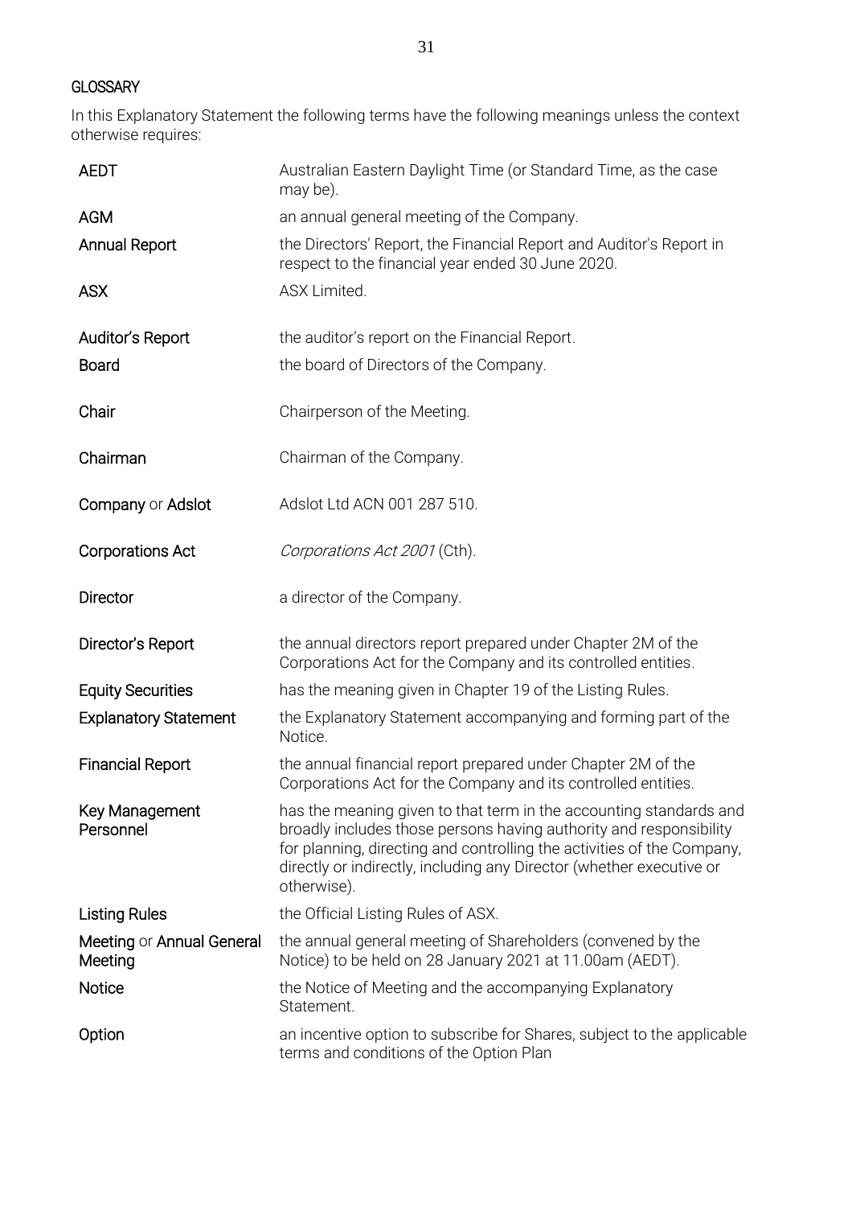## GLOSSARY

In this Explanatory Statement the following terms have the following meanings unless the context otherwise requires:

| | |
|---|---|
| **AEDT** | Australian Eastern Daylight Time (or Standard Time, as the case may be). |
| **AGM** | an annual general meeting of the Company. |
| **Annual Report** | the Directors' Report, the Financial Report and Auditor's Report in respect to the financial year ended 30 June 2020. |
| **ASX** | ASX Limited. |
| **Auditor's Report** | the auditor's report on the Financial Report. |
| **Board** | the board of Directors of the Company. |
| **Chair** | Chairperson of the Meeting. |
| **Chairman** | Chairman of the Company. |
| **Company** or **Adslot** | Adslot Ltd ACN 001 287 510. |
| **Corporations Act** | *Corporations Act 2001* (Cth). |
| **Director** | a director of the Company. |
| **Director's Report** | the annual directors report prepared under Chapter 2M of the Corporations Act for the Company and its controlled entities. |
| **Equity Securities** | has the meaning given in Chapter 19 of the Listing Rules. |
| **Explanatory Statement** | the Explanatory Statement accompanying and forming part of the Notice. |
| **Financial Report** | the annual financial report prepared under Chapter 2M of the Corporations Act for the Company and its controlled entities. |
| **Key Management Personnel** | has the meaning given to that term in the accounting standards and broadly includes those persons having authority and responsibility for planning, directing and controlling the activities of the Company, directly or indirectly, including any Director (whether executive or otherwise). |
| **Listing Rules** | the Official Listing Rules of ASX. |
| **Meeting** or **Annual General Meeting** | the annual general meeting of Shareholders (convened by the Notice) to be held on 28 January 2021 at 11.00am (AEDT). |
| **Notice** | the Notice of Meeting and the accompanying Explanatory Statement. |
| **Option** | an incentive option to subscribe for Shares, subject to the applicable terms and conditions of the Option Plan |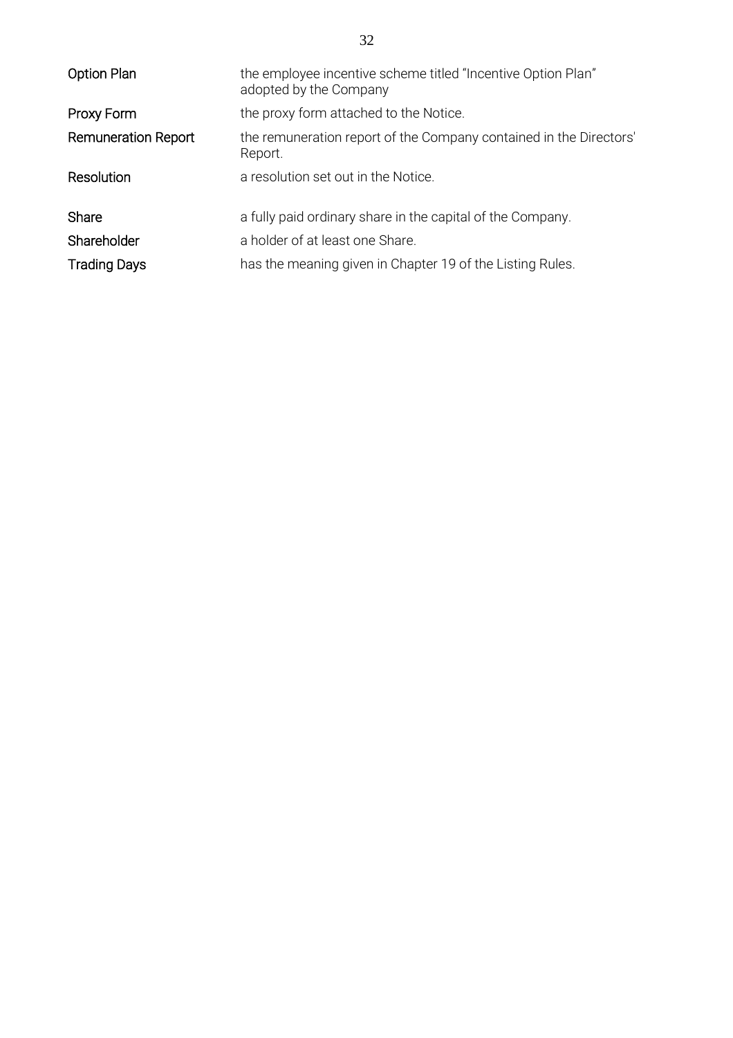| | |
|---|---|
| **Option Plan** | the employee incentive scheme titled "Incentive Option Plan" adopted by the Company |
| **Proxy Form** | the proxy form attached to the Notice. |
| **Remuneration Report** | the remuneration report of the Company contained in the Directors' Report. |
| **Resolution** | a resolution set out in the Notice. |
| **Share** | a fully paid ordinary share in the capital of the Company. |
| **Shareholder** | a holder of at least one Share. |
| **Trading Days** | has the meaning given in Chapter 19 of the Listing Rules. |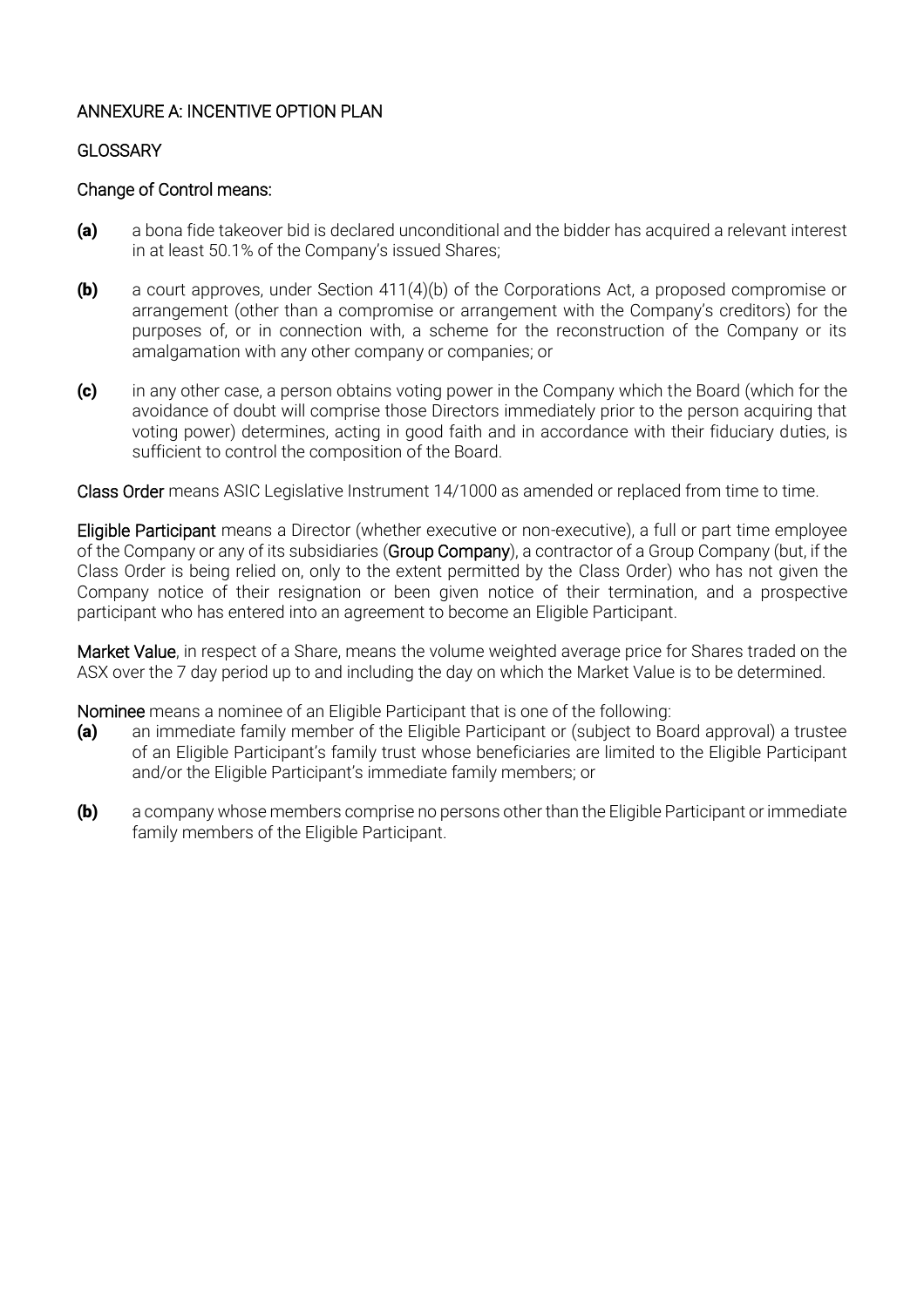## ANNEXURE A: INCENTIVE OPTION PLAN

### GLOSSARY

**Change of Control** means:

**(a)** a bona fide takeover bid is declared unconditional and the bidder has acquired a relevant interest in at least 50.1% of the Company's issued Shares;

**(b)** a court approves, under Section 411(4)(b) of the Corporations Act, a proposed compromise or arrangement (other than a compromise or arrangement with the Company's creditors) for the purposes of, or in connection with, a scheme for the reconstruction of the Company or its amalgamation with any other company or companies; or

**(c)** in any other case, a person obtains voting power in the Company which the Board (which for the avoidance of doubt will comprise those Directors immediately prior to the person acquiring that voting power) determines, acting in good faith and in accordance with their fiduciary duties, is sufficient to control the composition of the Board.

**Class Order** means ASIC Legislative Instrument 14/1000 as amended or replaced from time to time.

**Eligible Participant** means a Director (whether executive or non-executive), a full or part time employee of the Company or any of its subsidiaries (**Group Company**), a contractor of a Group Company (but, if the Class Order is being relied on, only to the extent permitted by the Class Order) who has not given the Company notice of their resignation or been given notice of their termination, and a prospective participant who has entered into an agreement to become an Eligible Participant.

**Market Value**, in respect of a Share, means the volume weighted average price for Shares traded on the ASX over the 7 day period up to and including the day on which the Market Value is to be determined.

**Nominee** means a nominee of an Eligible Participant that is one of the following:

**(a)** an immediate family member of the Eligible Participant or (subject to Board approval) a trustee of an Eligible Participant's family trust whose beneficiaries are limited to the Eligible Participant and/or the Eligible Participant's immediate family members; or

**(b)** a company whose members comprise no persons other than the Eligible Participant or immediate family members of the Eligible Participant.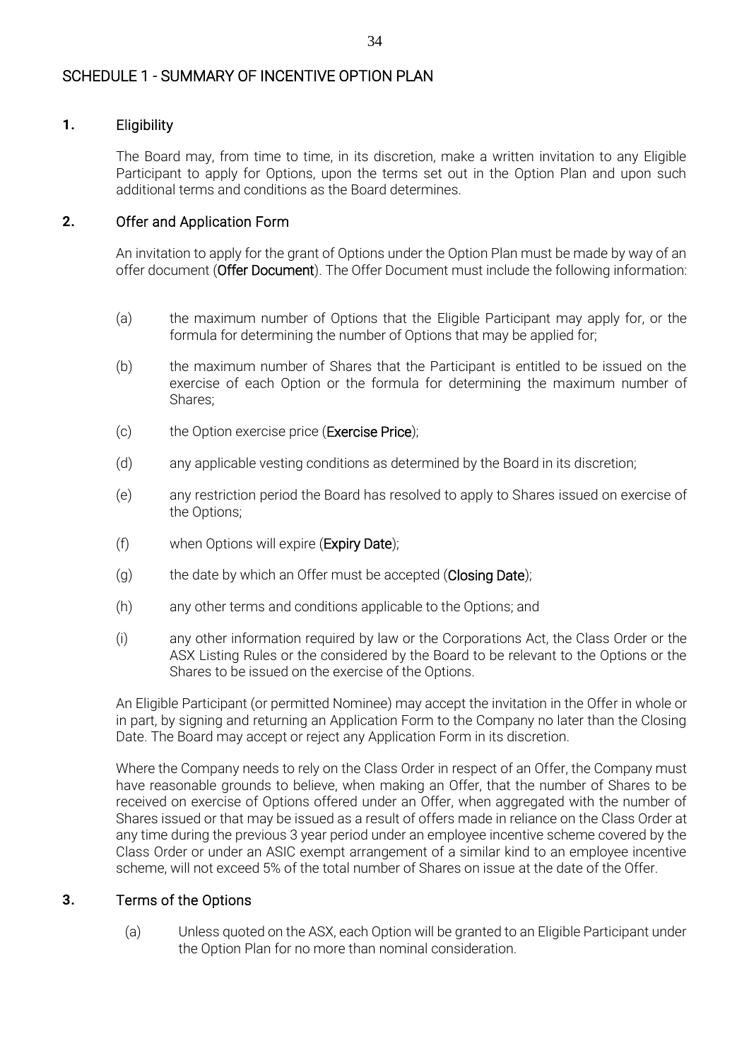## SCHEDULE 1 - SUMMARY OF INCENTIVE OPTION PLAN

### 1. Eligibility

The Board may, from time to time, in its discretion, make a written invitation to any Eligible Participant to apply for Options, upon the terms set out in the Option Plan and upon such additional terms and conditions as the Board determines.

### 2. Offer and Application Form

An invitation to apply for the grant of Options under the Option Plan must be made by way of an offer document (**Offer Document**). The Offer Document must include the following information:

(a) the maximum number of Options that the Eligible Participant may apply for, or the formula for determining the number of Options that may be applied for;

(b) the maximum number of Shares that the Participant is entitled to be issued on the exercise of each Option or the formula for determining the maximum number of Shares;

(c) the Option exercise price (**Exercise Price**);

(d) any applicable vesting conditions as determined by the Board in its discretion;

(e) any restriction period the Board has resolved to apply to Shares issued on exercise of the Options;

(f) when Options will expire (**Expiry Date**);

(g) the date by which an Offer must be accepted (**Closing Date**);

(h) any other terms and conditions applicable to the Options; and

(i) any other information required by law or the Corporations Act, the Class Order or the ASX Listing Rules or the considered by the Board to be relevant to the Options or the Shares to be issued on the exercise of the Options.

An Eligible Participant (or permitted Nominee) may accept the invitation in the Offer in whole or in part, by signing and returning an Application Form to the Company no later than the Closing Date. The Board may accept or reject any Application Form in its discretion.

Where the Company needs to rely on the Class Order in respect of an Offer, the Company must have reasonable grounds to believe, when making an Offer, that the number of Shares to be received on exercise of Options offered under an Offer, when aggregated with the number of Shares issued or that may be issued as a result of offers made in reliance on the Class Order at any time during the previous 3 year period under an employee incentive scheme covered by the Class Order or under an ASIC exempt arrangement of a similar kind to an employee incentive scheme, will not exceed 5% of the total number of Shares on issue at the date of the Offer.

### 3. Terms of the Options

(a) Unless quoted on the ASX, each Option will be granted to an Eligible Participant under the Option Plan for no more than nominal consideration.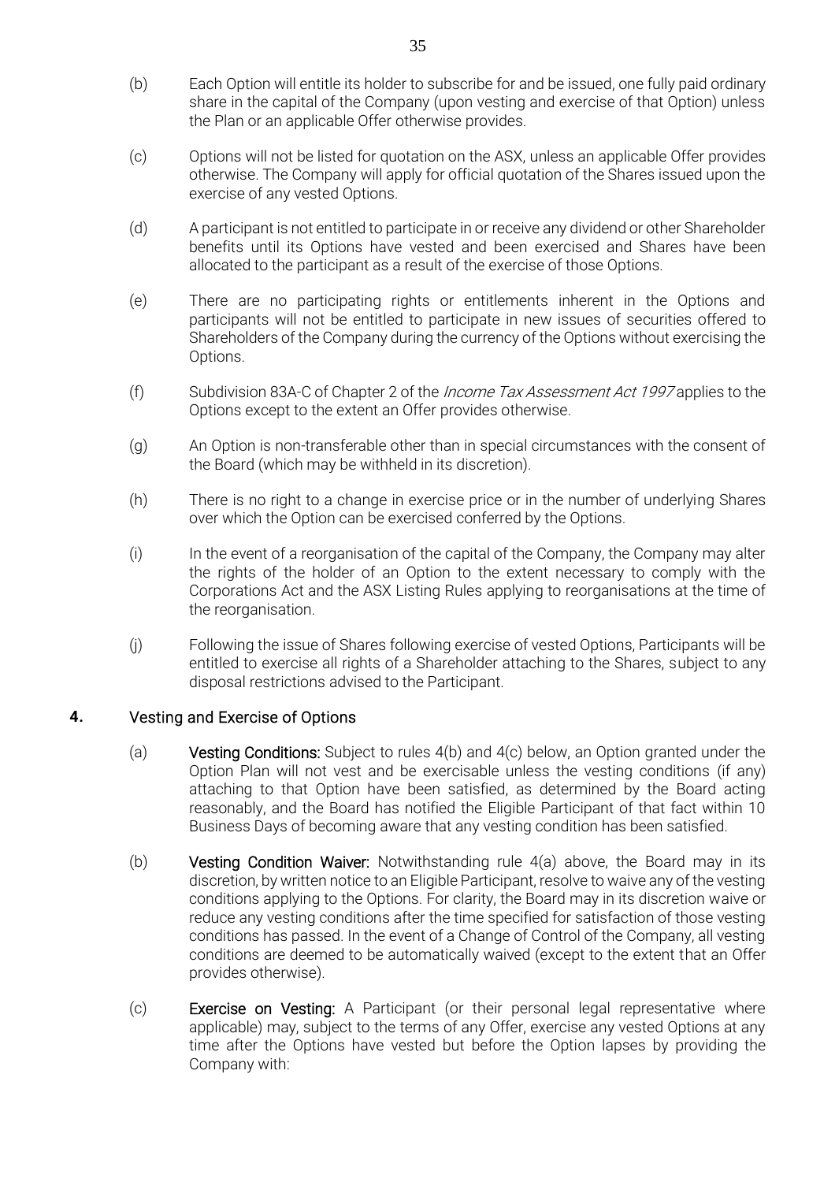(b) Each Option will entitle its holder to subscribe for and be issued, one fully paid ordinary share in the capital of the Company (upon vesting and exercise of that Option) unless the Plan or an applicable Offer otherwise provides.

(c) Options will not be listed for quotation on the ASX, unless an applicable Offer provides otherwise. The Company will apply for official quotation of the Shares issued upon the exercise of any vested Options.

(d) A participant is not entitled to participate in or receive any dividend or other Shareholder benefits until its Options have vested and been exercised and Shares have been allocated to the participant as a result of the exercise of those Options.

(e) There are no participating rights or entitlements inherent in the Options and participants will not be entitled to participate in new issues of securities offered to Shareholders of the Company during the currency of the Options without exercising the Options.

(f) Subdivision 83A-C of Chapter 2 of the *Income Tax Assessment Act 1997* applies to the Options except to the extent an Offer provides otherwise.

(g) An Option is non-transferable other than in special circumstances with the consent of the Board (which may be withheld in its discretion).

(h) There is no right to a change in exercise price or in the number of underlying Shares over which the Option can be exercised conferred by the Options.

(i) In the event of a reorganisation of the capital of the Company, the Company may alter the rights of the holder of an Option to the extent necessary to comply with the Corporations Act and the ASX Listing Rules applying to reorganisations at the time of the reorganisation.

(j) Following the issue of Shares following exercise of vested Options, Participants will be entitled to exercise all rights of a Shareholder attaching to the Shares, subject to any disposal restrictions advised to the Participant.

## 4. Vesting and Exercise of Options

(a) **Vesting Conditions:** Subject to rules 4(b) and 4(c) below, an Option granted under the Option Plan will not vest and be exercisable unless the vesting conditions (if any) attaching to that Option have been satisfied, as determined by the Board acting reasonably, and the Board has notified the Eligible Participant of that fact within 10 Business Days of becoming aware that any vesting condition has been satisfied.

(b) **Vesting Condition Waiver:** Notwithstanding rule 4(a) above, the Board may in its discretion, by written notice to an Eligible Participant, resolve to waive any of the vesting conditions applying to the Options. For clarity, the Board may in its discretion waive or reduce any vesting conditions after the time specified for satisfaction of those vesting conditions has passed. In the event of a Change of Control of the Company, all vesting conditions are deemed to be automatically waived (except to the extent that an Offer provides otherwise).

(c) **Exercise on Vesting:** A Participant (or their personal legal representative where applicable) may, subject to the terms of any Offer, exercise any vested Options at any time after the Options have vested but before the Option lapses by providing the Company with: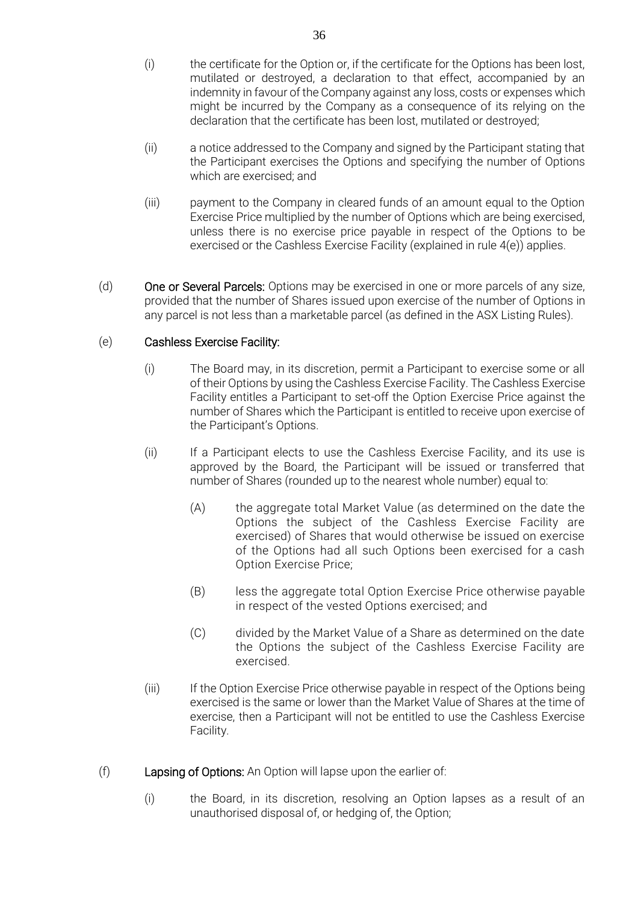(i) the certificate for the Option or, if the certificate for the Options has been lost, mutilated or destroyed, a declaration to that effect, accompanied by an indemnity in favour of the Company against any loss, costs or expenses which might be incurred by the Company as a consequence of its relying on the declaration that the certificate has been lost, mutilated or destroyed;

(ii) a notice addressed to the Company and signed by the Participant stating that the Participant exercises the Options and specifying the number of Options which are exercised; and

(iii) payment to the Company in cleared funds of an amount equal to the Option Exercise Price multiplied by the number of Options which are being exercised, unless there is no exercise price payable in respect of the Options to be exercised or the Cashless Exercise Facility (explained in rule 4(e)) applies.

(d) **One or Several Parcels:** Options may be exercised in one or more parcels of any size, provided that the number of Shares issued upon exercise of the number of Options in any parcel is not less than a marketable parcel (as defined in the ASX Listing Rules).

(e) **Cashless Exercise Facility:**

(i) The Board may, in its discretion, permit a Participant to exercise some or all of their Options by using the Cashless Exercise Facility. The Cashless Exercise Facility entitles a Participant to set-off the Option Exercise Price against the number of Shares which the Participant is entitled to receive upon exercise of the Participant's Options.

(ii) If a Participant elects to use the Cashless Exercise Facility, and its use is approved by the Board, the Participant will be issued or transferred that number of Shares (rounded up to the nearest whole number) equal to:

(A) the aggregate total Market Value (as determined on the date the Options the subject of the Cashless Exercise Facility are exercised) of Shares that would otherwise be issued on exercise of the Options had all such Options been exercised for a cash Option Exercise Price;

(B) less the aggregate total Option Exercise Price otherwise payable in respect of the vested Options exercised; and

(C) divided by the Market Value of a Share as determined on the date the Options the subject of the Cashless Exercise Facility are exercised.

(iii) If the Option Exercise Price otherwise payable in respect of the Options being exercised is the same or lower than the Market Value of Shares at the time of exercise, then a Participant will not be entitled to use the Cashless Exercise Facility.

(f) **Lapsing of Options:** An Option will lapse upon the earlier of:

(i) the Board, in its discretion, resolving an Option lapses as a result of an unauthorised disposal of, or hedging of, the Option;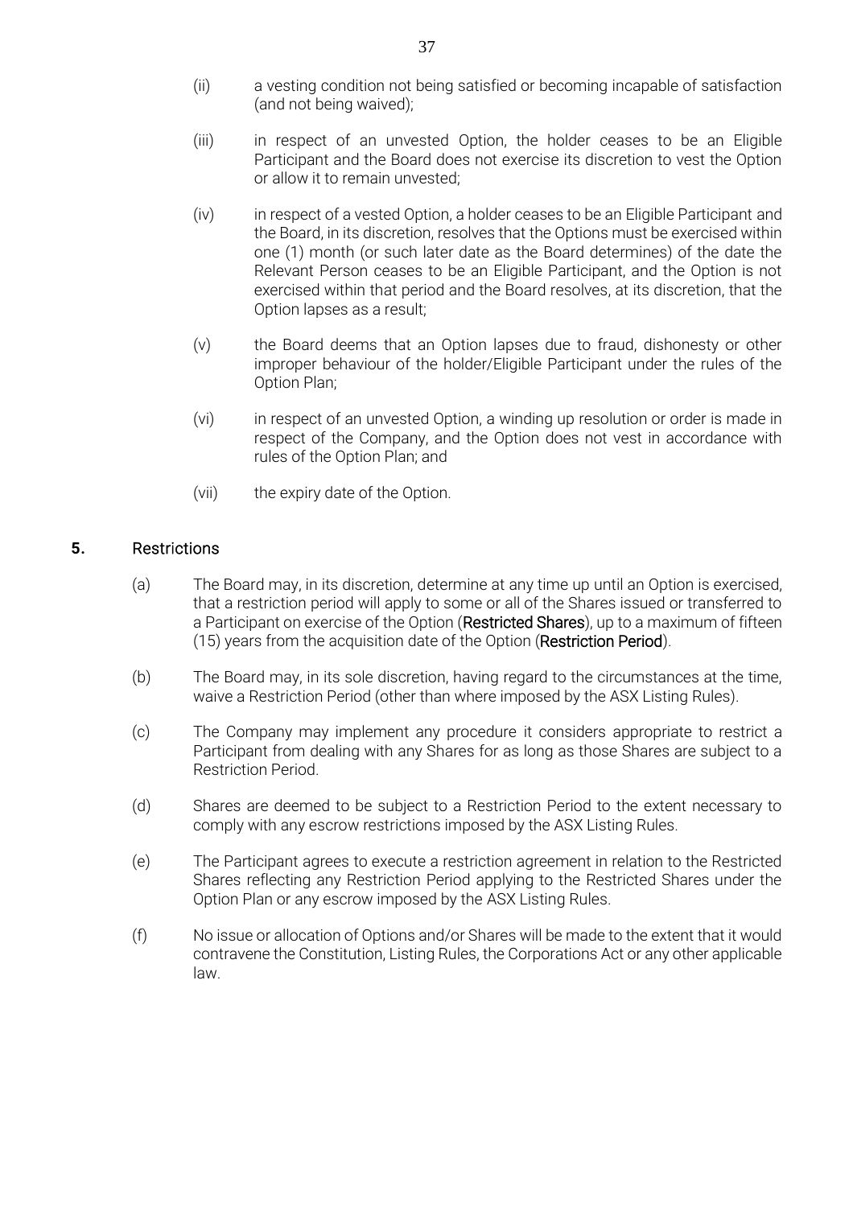(ii) a vesting condition not being satisfied or becoming incapable of satisfaction (and not being waived);

(iii) in respect of an unvested Option, the holder ceases to be an Eligible Participant and the Board does not exercise its discretion to vest the Option or allow it to remain unvested;

(iv) in respect of a vested Option, a holder ceases to be an Eligible Participant and the Board, in its discretion, resolves that the Options must be exercised within one (1) month (or such later date as the Board determines) of the date the Relevant Person ceases to be an Eligible Participant, and the Option is not exercised within that period and the Board resolves, at its discretion, that the Option lapses as a result;

(v) the Board deems that an Option lapses due to fraud, dishonesty or other improper behaviour of the holder/Eligible Participant under the rules of the Option Plan;

(vi) in respect of an unvested Option, a winding up resolution or order is made in respect of the Company, and the Option does not vest in accordance with rules of the Option Plan; and

(vii) the expiry date of the Option.

## 5. Restrictions

(a) The Board may, in its discretion, determine at any time up until an Option is exercised, that a restriction period will apply to some or all of the Shares issued or transferred to a Participant on exercise of the Option (**Restricted Shares**), up to a maximum of fifteen (15) years from the acquisition date of the Option (**Restriction Period**).

(b) The Board may, in its sole discretion, having regard to the circumstances at the time, waive a Restriction Period (other than where imposed by the ASX Listing Rules).

(c) The Company may implement any procedure it considers appropriate to restrict a Participant from dealing with any Shares for as long as those Shares are subject to a Restriction Period.

(d) Shares are deemed to be subject to a Restriction Period to the extent necessary to comply with any escrow restrictions imposed by the ASX Listing Rules.

(e) The Participant agrees to execute a restriction agreement in relation to the Restricted Shares reflecting any Restriction Period applying to the Restricted Shares under the Option Plan or any escrow imposed by the ASX Listing Rules.

(f) No issue or allocation of Options and/or Shares will be made to the extent that it would contravene the Constitution, Listing Rules, the Corporations Act or any other applicable law.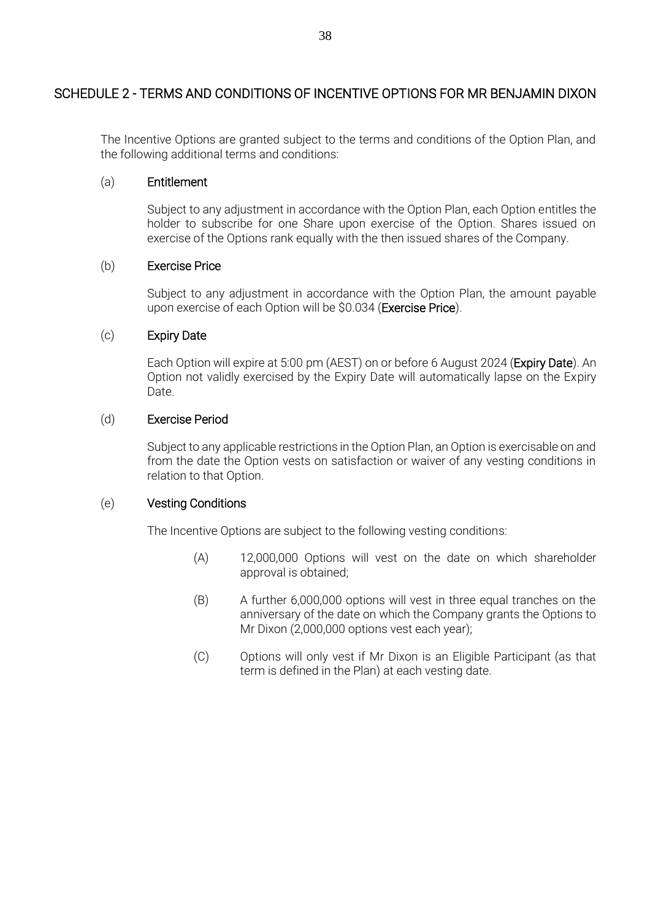## SCHEDULE 2 - TERMS AND CONDITIONS OF INCENTIVE OPTIONS FOR MR BENJAMIN DIXON

The Incentive Options are granted subject to the terms and conditions of the Option Plan, and the following additional terms and conditions:

(a) **Entitlement**

Subject to any adjustment in accordance with the Option Plan, each Option entitles the holder to subscribe for one Share upon exercise of the Option. Shares issued on exercise of the Options rank equally with the then issued shares of the Company.

(b) **Exercise Price**

Subject to any adjustment in accordance with the Option Plan, the amount payable upon exercise of each Option will be $0.034 (**Exercise Price**).

(c) **Expiry Date**

Each Option will expire at 5:00 pm (AEST) on or before 6 August 2024 (**Expiry Date**). An Option not validly exercised by the Expiry Date will automatically lapse on the Expiry Date.

(d) **Exercise Period**

Subject to any applicable restrictions in the Option Plan, an Option is exercisable on and from the date the Option vests on satisfaction or waiver of any vesting conditions in relation to that Option.

(e) **Vesting Conditions**

The Incentive Options are subject to the following vesting conditions:

(A) 12,000,000 Options will vest on the date on which shareholder approval is obtained;

(B) A further 6,000,000 options will vest in three equal tranches on the anniversary of the date on which the Company grants the Options to Mr Dixon (2,000,000 options vest each year);

(C) Options will only vest if Mr Dixon is an Eligible Participant (as that term is defined in the Plan) at each vesting date.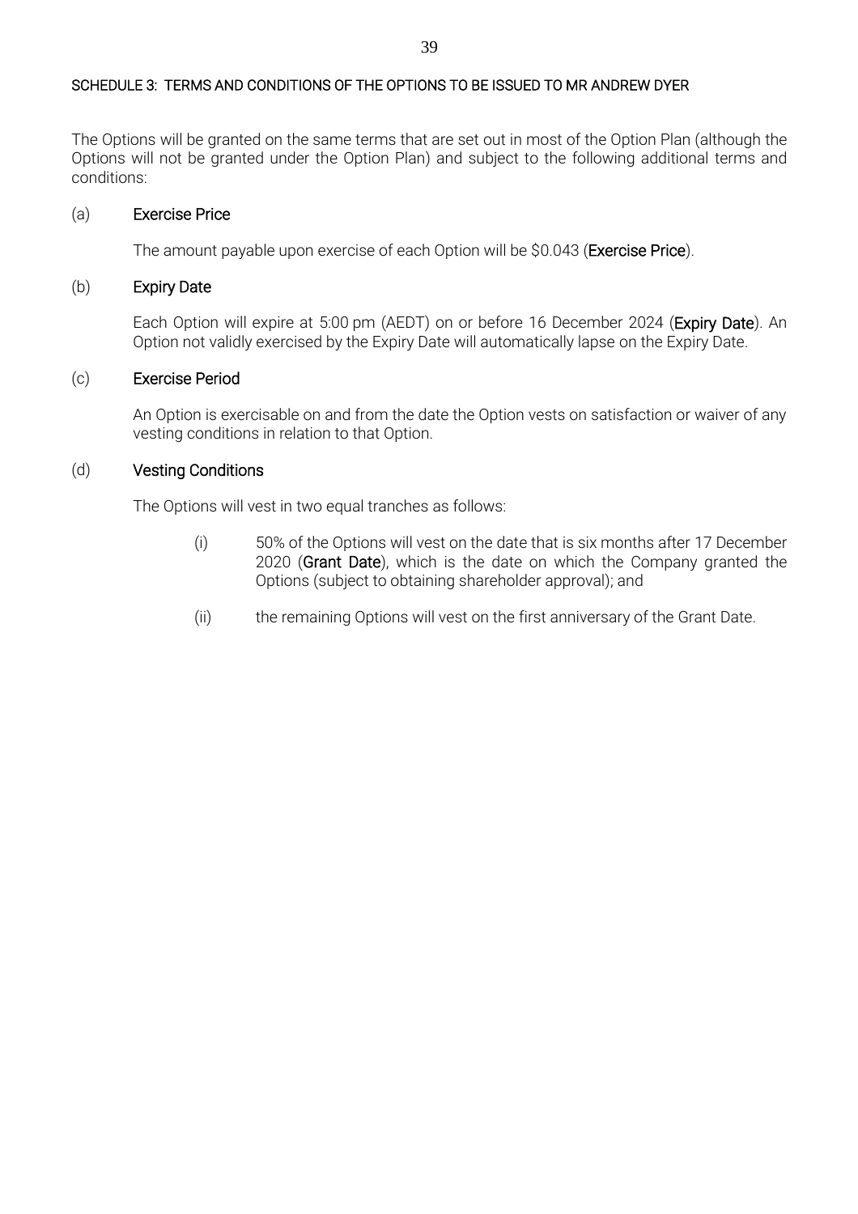## SCHEDULE 3: TERMS AND CONDITIONS OF THE OPTIONS TO BE ISSUED TO MR ANDREW DYER

The Options will be granted on the same terms that are set out in most of the Option Plan (although the Options will not be granted under the Option Plan) and subject to the following additional terms and conditions:

(a) **Exercise Price**

The amount payable upon exercise of each Option will be $0.043 (**Exercise Price**).

(b) **Expiry Date**

Each Option will expire at 5:00 pm (AEDT) on or before 16 December 2024 (**Expiry Date**). An Option not validly exercised by the Expiry Date will automatically lapse on the Expiry Date.

(c) **Exercise Period**

An Option is exercisable on and from the date the Option vests on satisfaction or waiver of any vesting conditions in relation to that Option.

(d) **Vesting Conditions**

The Options will vest in two equal tranches as follows:

(i) 50% of the Options will vest on the date that is six months after 17 December 2020 (**Grant Date**), which is the date on which the Company granted the Options (subject to obtaining shareholder approval); and

(ii) the remaining Options will vest on the first anniversary of the Grant Date.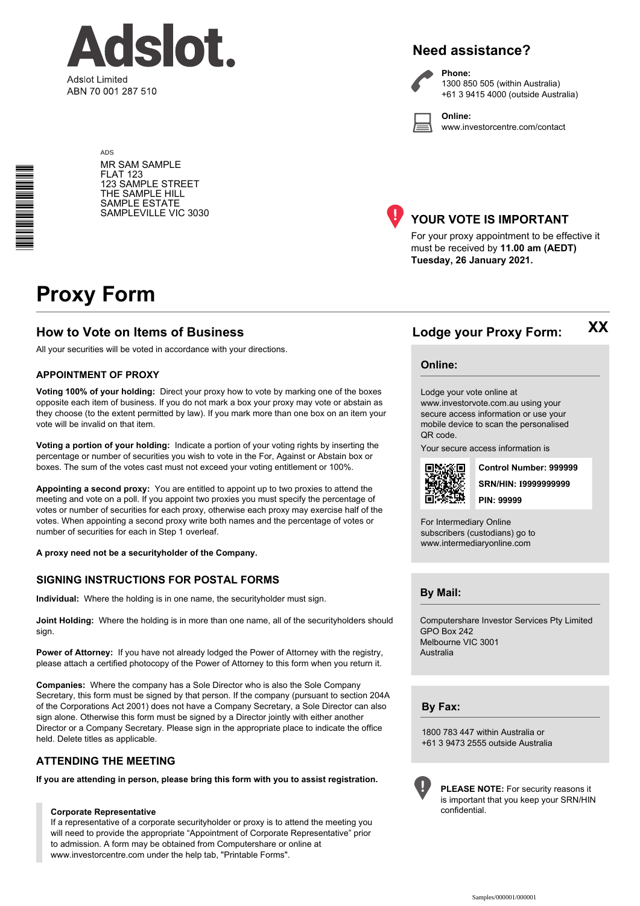# Adslot.

Adslot Limited
ABN 70 001 287 510

## Need assistance?

**Phone:**
1300 850 505 (within Australia)
+61 3 9415 4000 (outside Australia)

**Online:**
www.investorcentre.com/contact

ADS

MR SAM SAMPLE
FLAT 123
123 SAMPLE STREET
THE SAMPLE HILL
SAMPLE ESTATE
SAMPLEVILLE VIC 3030

## YOUR VOTE IS IMPORTANT

For your proxy appointment to be effective it must be received by **11.00 am (AEDT) Tuesday, 26 January 2021.**

# Proxy Form

## How to Vote on Items of Business

All your securities will be voted in accordance with your directions.

### APPOINTMENT OF PROXY

**Voting 100% of your holding:** Direct your proxy how to vote by marking one of the boxes opposite each item of business. If you do not mark a box your proxy may vote or abstain as they choose (to the extent permitted by law). If you mark more than one box on an item your vote will be invalid on that item.

**Voting a portion of your holding:** Indicate a portion of your voting rights by inserting the percentage or number of securities you wish to vote in the For, Against or Abstain box or boxes. The sum of the votes cast must not exceed your voting entitlement or 100%.

**Appointing a second proxy:** You are entitled to appoint up to two proxies to attend the meeting and vote on a poll. If you appoint two proxies you must specify the percentage of votes or number of securities for each proxy, otherwise each proxy may exercise half of the votes. When appointing a second proxy write both names and the percentage of votes or number of securities for each in Step 1 overleaf.

**A proxy need not be a securityholder of the Company.**

### SIGNING INSTRUCTIONS FOR POSTAL FORMS

**Individual:** Where the holding is in one name, the securityholder must sign.

**Joint Holding:** Where the holding is in more than one name, all of the securityholders should sign.

**Power of Attorney:** If you have not already lodged the Power of Attorney with the registry, please attach a certified photocopy of the Power of Attorney to this form when you return it.

**Companies:** Where the company has a Sole Director who is also the Sole Company Secretary, this form must be signed by that person. If the company (pursuant to section 204A of the Corporations Act 2001) does not have a Company Secretary, a Sole Director can also sign alone. Otherwise this form must be signed by a Director jointly with either another Director or a Company Secretary. Please sign in the appropriate place to indicate the office held. Delete titles as applicable.

### ATTENDING THE MEETING

**If you are attending in person, please bring this form with you to assist registration.**

**Corporate Representative**
If a representative of a corporate securityholder or proxy is to attend the meeting you will need to provide the appropriate "Appointment of Corporate Representative" prior to admission. A form may be obtained from Computershare or online at www.investorcentre.com under the help tab, "Printable Forms".

## Lodge your Proxy Form: XX

### Online:

Lodge your vote online at www.investorvote.com.au using your secure access information or use your mobile device to scan the personalised QR code.

Your secure access information is

**Control Number: 999999**
**SRN/HIN: I9999999999**
**PIN: 99999**

For Intermediary Online subscribers (custodians) go to www.intermediaryonline.com

### By Mail:

Computershare Investor Services Pty Limited
GPO Box 242
Melbourne VIC 3001
Australia

### By Fax:

1800 783 447 within Australia or
+61 3 9473 2555 outside Australia

**PLEASE NOTE:** For security reasons it is important that you keep your SRN/HIN confidential.

Samples/000001/000001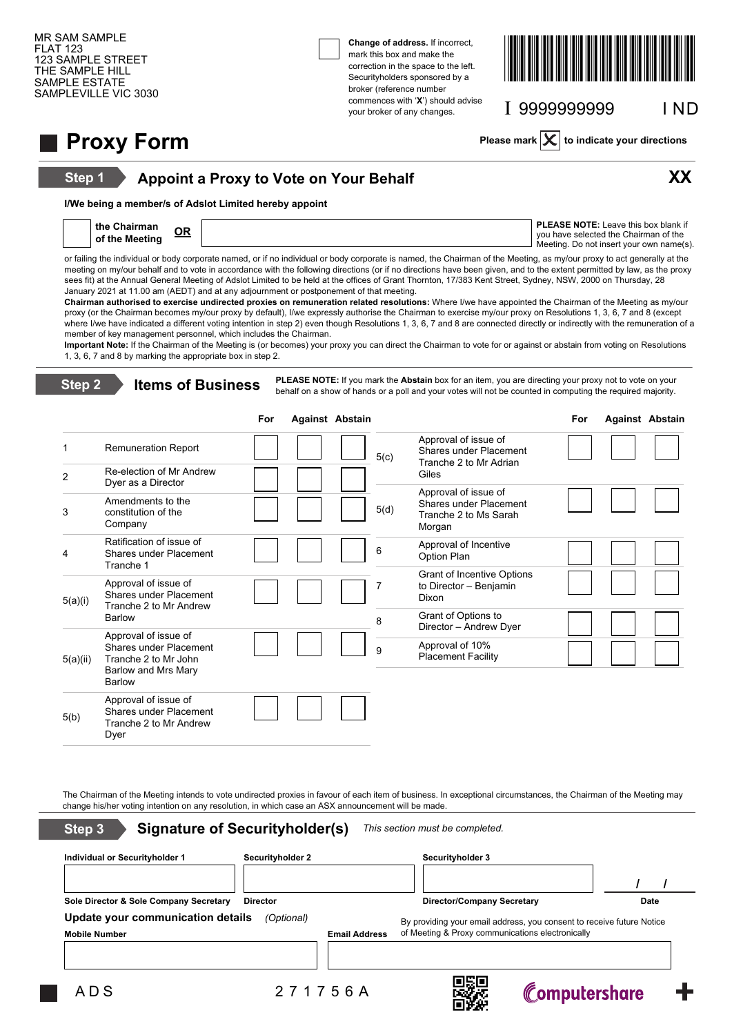MR SAM SAMPLE
FLAT 123
123 SAMPLE STREET
THE SAMPLE HILL
SAMPLE ESTATE
SAMPLEVILLE VIC 3030

**Change of address.** If incorrect, mark this box and make the correction in the space to the left. Securityholders sponsored by a broker (reference number commences with '**X**') should advise your broker of any changes.

I 9999999999 I ND

# Proxy Form

**Please mark X to indicate your directions**

## Step 1 Appoint a Proxy to Vote on Your Behalf

**XX**

**I/We being a member/s of Adslot Limited hereby appoint**

| | | |
|---|---|---|
| **the Chairman of the Meeting** **OR** | | **PLEASE NOTE:** Leave this box blank if you have selected the Chairman of the Meeting. Do not insert your own name(s). |

or failing the individual or body corporate named, or if no individual or body corporate is named, the Chairman of the Meeting, as my/our proxy to act generally at the meeting on my/our behalf and to vote in accordance with the following directions (or if no directions have been given, and to the extent permitted by law, as the proxy sees fit) at the Annual General Meeting of Adslot Limited to be held at the offices of Grant Thornton, 17/383 Kent Street, Sydney, NSW, 2000 on Thursday, 28 January 2021 at 11.00 am (AEDT) and at any adjournment or postponement of that meeting.

**Chairman authorised to exercise undirected proxies on remuneration related resolutions:** Where I/we have appointed the Chairman of the Meeting as my/our proxy (or the Chairman becomes my/our proxy by default), I/we expressly authorise the Chairman to exercise my/our proxy on Resolutions 1, 3, 6, 7 and 8 (except where I/we have indicated a different voting intention in step 2) even though Resolutions 1, 3, 6, 7 and 8 are connected directly or indirectly with the remuneration of a member of key management personnel, which includes the Chairman.

**Important Note:** If the Chairman of the Meeting is (or becomes) your proxy you can direct the Chairman to vote for or against or abstain from voting on Resolutions 1, 3, 6, 7 and 8 by marking the appropriate box in step 2.

## Step 2 Items of Business

**PLEASE NOTE:** If you mark the **Abstain** box for an item, you are directing your proxy not to vote on your behalf on a show of hands or a poll and your votes will not be counted in computing the required majority.

| | | For | Against | Abstain |
|---|---|---|---|---|
| 1 | Remuneration Report | | | |
| 2 | Re-election of Mr Andrew Dyer as a Director | | | |
| 3 | Amendments to the constitution of the Company | | | |
| 4 | Ratification of issue of Shares under Placement Tranche 1 | | | |
| 5(a)(i) | Approval of issue of Shares under Placement Tranche 2 to Mr Andrew Barlow | | | |
| 5(a)(ii) | Approval of issue of Shares under Placement Tranche 2 to Mr John Barlow and Mrs Mary Barlow | | | |
| 5(b) | Approval of issue of Shares under Placement Tranche 2 to Mr Andrew Dyer | | | |
| 5(c) | Approval of issue of Shares under Placement Tranche 2 to Mr Adrian Giles | | | |
| 5(d) | Approval of issue of Shares under Placement Tranche 2 to Ms Sarah Morgan | | | |
| 6 | Approval of Incentive Option Plan | | | |
| 7 | Grant of Incentive Options to Director – Benjamin Dixon | | | |
| 8 | Grant of Options to Director – Andrew Dyer | | | |
| 9 | Approval of 10% Placement Facility | | | |

The Chairman of the Meeting intends to vote undirected proxies in favour of each item of business. In exceptional circumstances, the Chairman of the Meeting may change his/her voting intention on any resolution, in which case an ASX announcement will be made.

## Step 3 Signature of Securityholder(s)

*This section must be completed.*

| Individual or Securityholder 1 | Securityholder 2 | Securityholder 3 | |
|---|---|---|---|
| | | | / / |
| Sole Director & Sole Company Secretary | Director | Director/Company Secretary | Date |

**Update your communication details** *(Optional)*

By providing your email address, you consent to receive future Notice of Meeting & Proxy communications electronically

| Mobile Number | Email Address |
|---|---|
| | |

ADS 271756A

Computershare